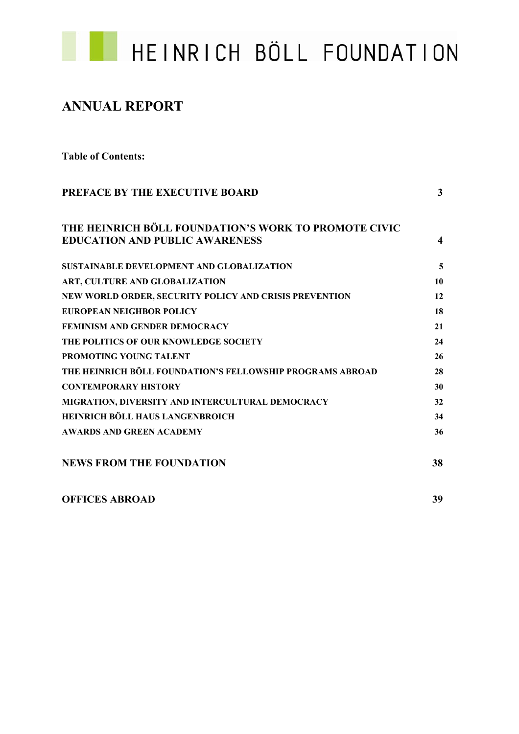# HEINRICH BÖLL FOUNDATION

## ANNUAL REPORT

**Table of Contents:**

| | |
|---|---|
| **PREFACE BY THE EXECUTIVE BOARD** | **3** |
| **THE HEINRICH BÖLL FOUNDATION'S WORK TO PROMOTE CIVIC EDUCATION AND PUBLIC AWARENESS** | **4** |
| **SUSTAINABLE DEVELOPMENT AND GLOBALIZATION** | **5** |
| **ART, CULTURE AND GLOBALIZATION** | **10** |
| **NEW WORLD ORDER, SECURITY POLICY AND CRISIS PREVENTION** | **12** |
| **EUROPEAN NEIGHBOR POLICY** | **18** |
| **FEMINISM AND GENDER DEMOCRACY** | **21** |
| **THE POLITICS OF OUR KNOWLEDGE SOCIETY** | **24** |
| **PROMOTING YOUNG TALENT** | **26** |
| **THE HEINRICH BÖLL FOUNDATION'S FELLOWSHIP PROGRAMS ABROAD** | **28** |
| **CONTEMPORARY HISTORY** | **30** |
| **MIGRATION, DIVERSITY AND INTERCULTURAL DEMOCRACY** | **32** |
| **HEINRICH BÖLL HAUS LANGENBROICH** | **34** |
| **AWARDS AND GREEN ACADEMY** | **36** |
| **NEWS FROM THE FOUNDATION** | **38** |
| **OFFICES ABROAD** | **39** |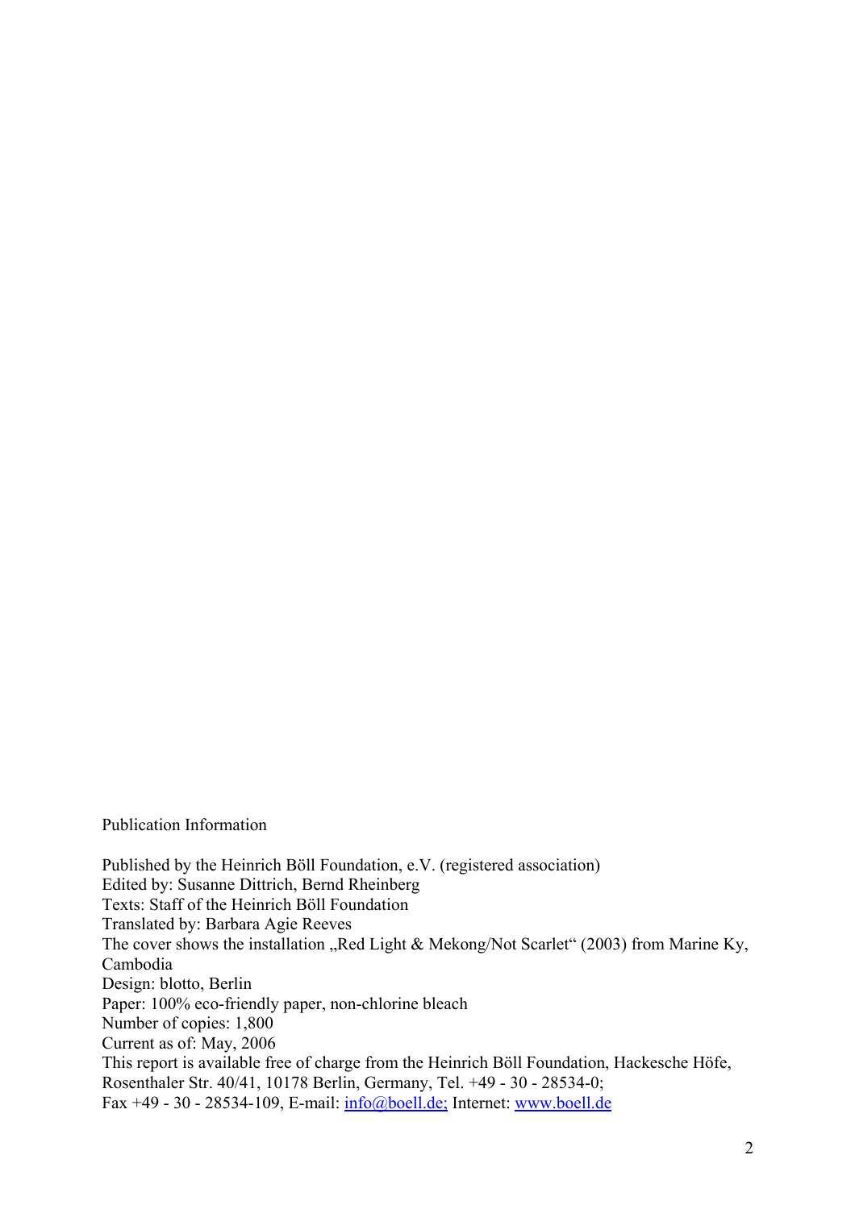Publication Information

Published by the Heinrich Böll Foundation, e.V. (registered association)
Edited by: Susanne Dittrich, Bernd Rheinberg
Texts: Staff of the Heinrich Böll Foundation
Translated by: Barbara Agie Reeves
The cover shows the installation „Red Light & Mekong/Not Scarlet" (2003) from Marine Ky, Cambodia
Design: blotto, Berlin
Paper: 100% eco-friendly paper, non-chlorine bleach
Number of copies: 1,800
Current as of: May, 2006
This report is available free of charge from the Heinrich Böll Foundation, Hackesche Höfe, Rosenthaler Str. 40/41, 10178 Berlin, Germany, Tel. +49 - 30 - 28534-0;
Fax +49 - 30 - 28534-109, E-mail: info@boell.de; Internet: www.boell.de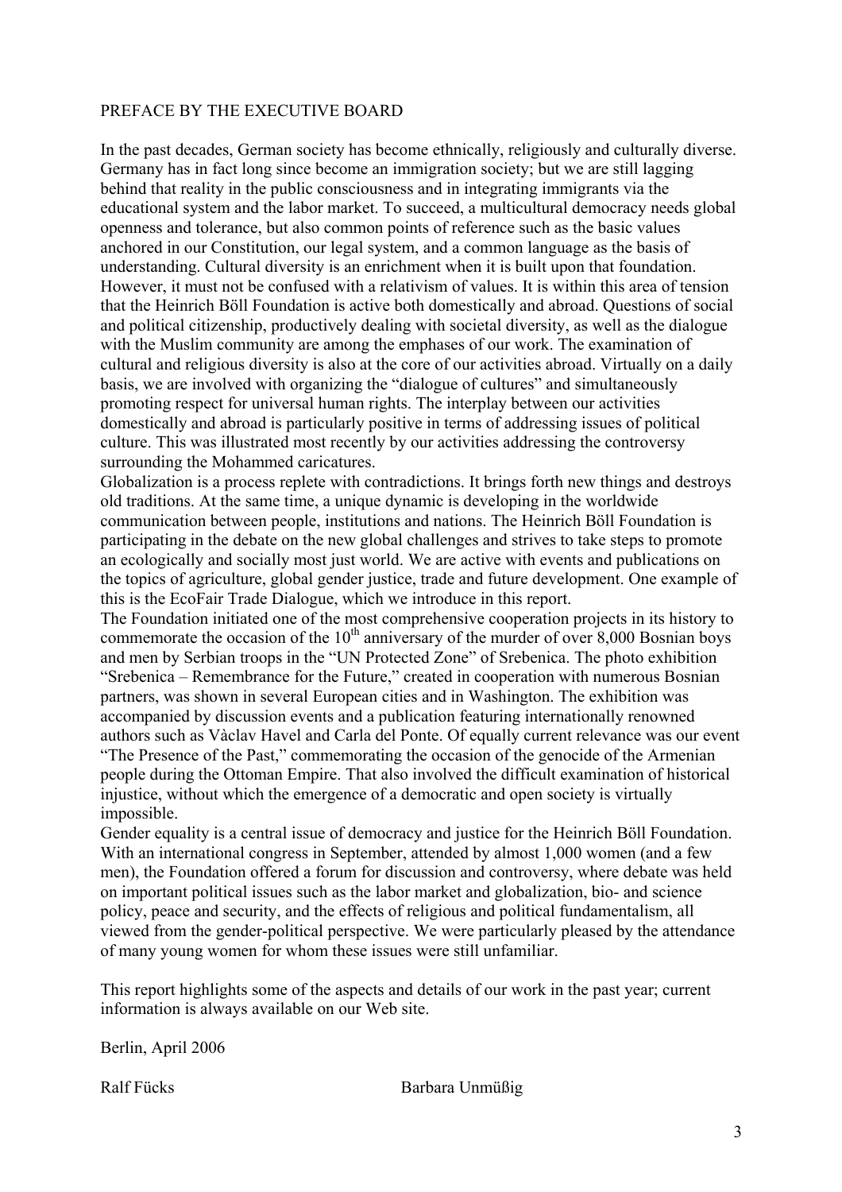# PREFACE BY THE EXECUTIVE BOARD

In the past decades, German society has become ethnically, religiously and culturally diverse. Germany has in fact long since become an immigration society; but we are still lagging behind that reality in the public consciousness and in integrating immigrants via the educational system and the labor market. To succeed, a multicultural democracy needs global openness and tolerance, but also common points of reference such as the basic values anchored in our Constitution, our legal system, and a common language as the basis of understanding. Cultural diversity is an enrichment when it is built upon that foundation. However, it must not be confused with a relativism of values. It is within this area of tension that the Heinrich Böll Foundation is active both domestically and abroad. Questions of social and political citizenship, productively dealing with societal diversity, as well as the dialogue with the Muslim community are among the emphases of our work. The examination of cultural and religious diversity is also at the core of our activities abroad. Virtually on a daily basis, we are involved with organizing the "dialogue of cultures" and simultaneously promoting respect for universal human rights. The interplay between our activities domestically and abroad is particularly positive in terms of addressing issues of political culture. This was illustrated most recently by our activities addressing the controversy surrounding the Mohammed caricatures.

Globalization is a process replete with contradictions. It brings forth new things and destroys old traditions. At the same time, a unique dynamic is developing in the worldwide communication between people, institutions and nations. The Heinrich Böll Foundation is participating in the debate on the new global challenges and strives to take steps to promote an ecologically and socially most just world. We are active with events and publications on the topics of agriculture, global gender justice, trade and future development. One example of this is the EcoFair Trade Dialogue, which we introduce in this report.

The Foundation initiated one of the most comprehensive cooperation projects in its history to commemorate the occasion of the 10th anniversary of the murder of over 8,000 Bosnian boys and men by Serbian troops in the "UN Protected Zone" of Srebenica. The photo exhibition "Srebenica – Remembrance for the Future," created in cooperation with numerous Bosnian partners, was shown in several European cities and in Washington. The exhibition was accompanied by discussion events and a publication featuring internationally renowned authors such as Vàclav Havel and Carla del Ponte. Of equally current relevance was our event "The Presence of the Past," commemorating the occasion of the genocide of the Armenian people during the Ottoman Empire. That also involved the difficult examination of historical injustice, without which the emergence of a democratic and open society is virtually impossible.

Gender equality is a central issue of democracy and justice for the Heinrich Böll Foundation. With an international congress in September, attended by almost 1,000 women (and a few men), the Foundation offered a forum for discussion and controversy, where debate was held on important political issues such as the labor market and globalization, bio- and science policy, peace and security, and the effects of religious and political fundamentalism, all viewed from the gender-political perspective. We were particularly pleased by the attendance of many young women for whom these issues were still unfamiliar.

This report highlights some of the aspects and details of our work in the past year; current information is always available on our Web site.

Berlin, April 2006

Ralf Fücks Barbara Unmüßig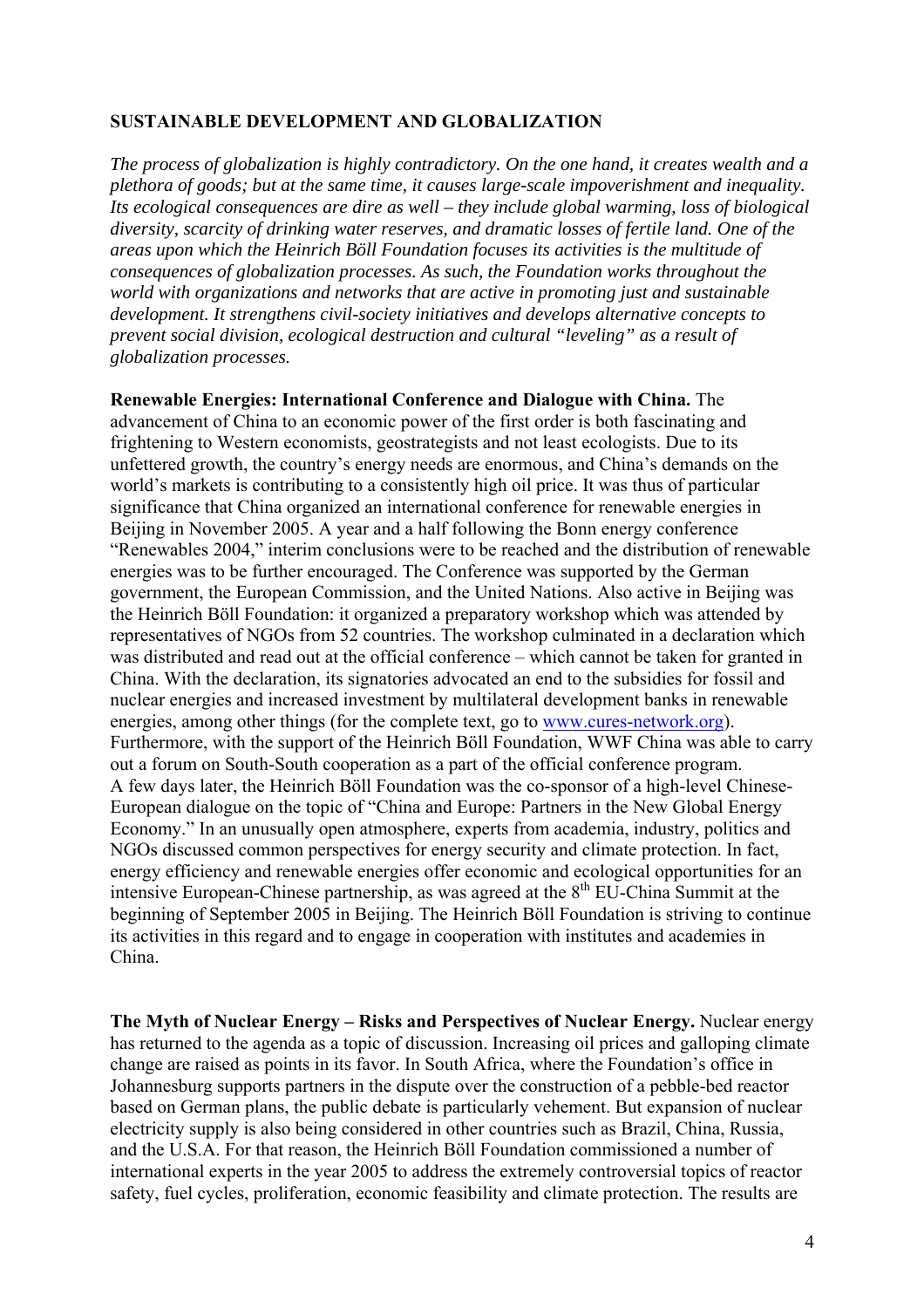## SUSTAINABLE DEVELOPMENT AND GLOBALIZATION

*The process of globalization is highly contradictory. On the one hand, it creates wealth and a plethora of goods; but at the same time, it causes large-scale impoverishment and inequality. Its ecological consequences are dire as well – they include global warming, loss of biological diversity, scarcity of drinking water reserves, and dramatic losses of fertile land. One of the areas upon which the Heinrich Böll Foundation focuses its activities is the multitude of consequences of globalization processes. As such, the Foundation works throughout the world with organizations and networks that are active in promoting just and sustainable development. It strengthens civil-society initiatives and develops alternative concepts to prevent social division, ecological destruction and cultural "leveling" as a result of globalization processes.*

**Renewable Energies: International Conference and Dialogue with China.** The advancement of China to an economic power of the first order is both fascinating and frightening to Western economists, geostrategists and not least ecologists. Due to its unfettered growth, the country's energy needs are enormous, and China's demands on the world's markets is contributing to a consistently high oil price. It was thus of particular significance that China organized an international conference for renewable energies in Beijing in November 2005. A year and a half following the Bonn energy conference "Renewables 2004," interim conclusions were to be reached and the distribution of renewable energies was to be further encouraged. The Conference was supported by the German government, the European Commission, and the United Nations. Also active in Beijing was the Heinrich Böll Foundation: it organized a preparatory workshop which was attended by representatives of NGOs from 52 countries. The workshop culminated in a declaration which was distributed and read out at the official conference – which cannot be taken for granted in China. With the declaration, its signatories advocated an end to the subsidies for fossil and nuclear energies and increased investment by multilateral development banks in renewable energies, among other things (for the complete text, go to www.cures-network.org). Furthermore, with the support of the Heinrich Böll Foundation, WWF China was able to carry out a forum on South-South cooperation as a part of the official conference program. A few days later, the Heinrich Böll Foundation was the co-sponsor of a high-level Chinese-European dialogue on the topic of "China and Europe: Partners in the New Global Energy Economy." In an unusually open atmosphere, experts from academia, industry, politics and NGOs discussed common perspectives for energy security and climate protection. In fact, energy efficiency and renewable energies offer economic and ecological opportunities for an intensive European-Chinese partnership, as was agreed at the 8th EU-China Summit at the beginning of September 2005 in Beijing. The Heinrich Böll Foundation is striving to continue its activities in this regard and to engage in cooperation with institutes and academies in China.

**The Myth of Nuclear Energy – Risks and Perspectives of Nuclear Energy.** Nuclear energy has returned to the agenda as a topic of discussion. Increasing oil prices and galloping climate change are raised as points in its favor. In South Africa, where the Foundation's office in Johannesburg supports partners in the dispute over the construction of a pebble-bed reactor based on German plans, the public debate is particularly vehement. But expansion of nuclear electricity supply is also being considered in other countries such as Brazil, China, Russia, and the U.S.A. For that reason, the Heinrich Böll Foundation commissioned a number of international experts in the year 2005 to address the extremely controversial topics of reactor safety, fuel cycles, proliferation, economic feasibility and climate protection. The results are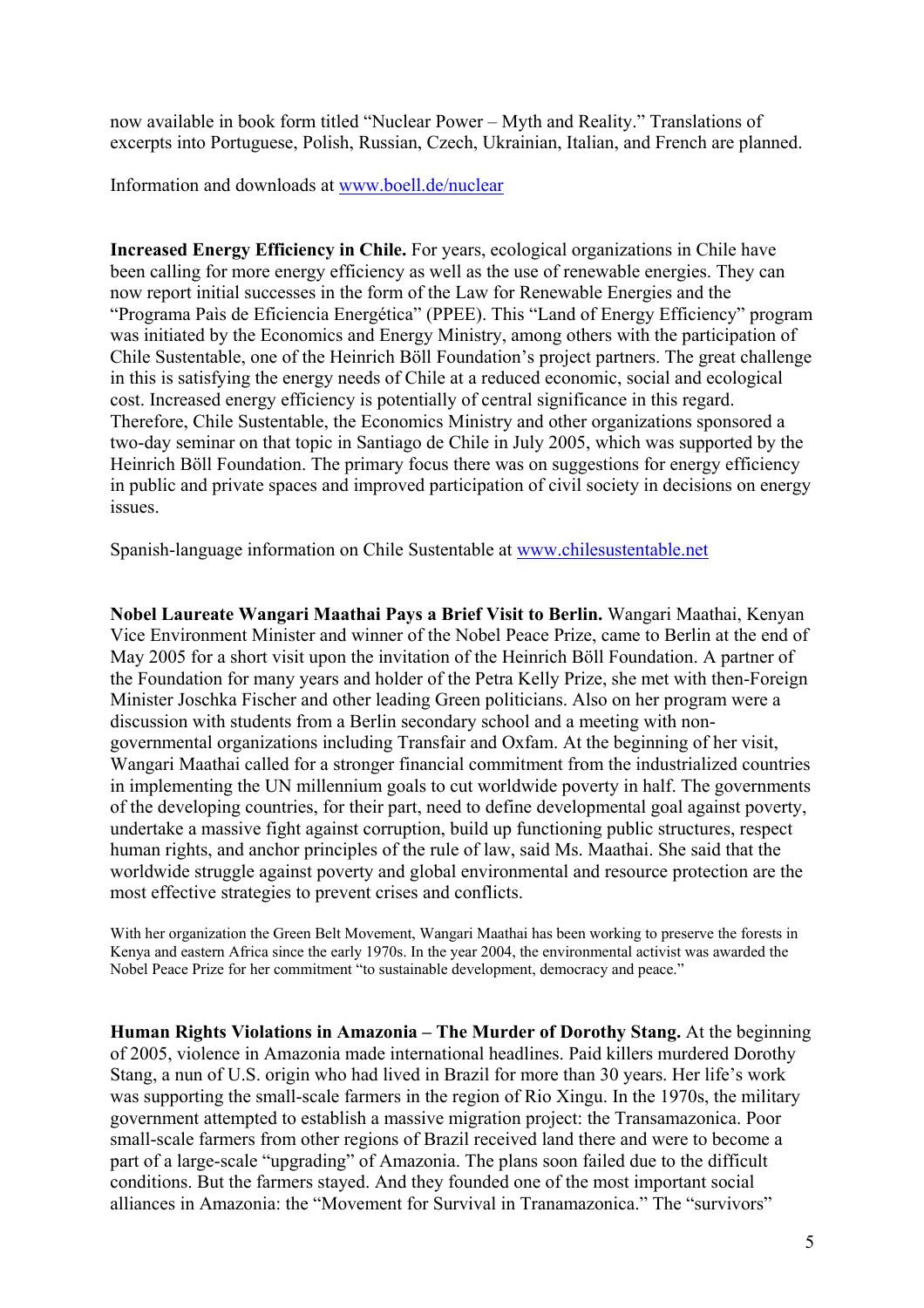now available in book form titled "Nuclear Power – Myth and Reality." Translations of excerpts into Portuguese, Polish, Russian, Czech, Ukrainian, Italian, and French are planned.

Information and downloads at www.boell.de/nuclear

**Increased Energy Efficiency in Chile.** For years, ecological organizations in Chile have been calling for more energy efficiency as well as the use of renewable energies. They can now report initial successes in the form of the Law for Renewable Energies and the "Programa Pais de Eficiencia Energética" (PPEE). This "Land of Energy Efficiency" program was initiated by the Economics and Energy Ministry, among others with the participation of Chile Sustentable, one of the Heinrich Böll Foundation's project partners. The great challenge in this is satisfying the energy needs of Chile at a reduced economic, social and ecological cost. Increased energy efficiency is potentially of central significance in this regard. Therefore, Chile Sustentable, the Economics Ministry and other organizations sponsored a two-day seminar on that topic in Santiago de Chile in July 2005, which was supported by the Heinrich Böll Foundation. The primary focus there was on suggestions for energy efficiency in public and private spaces and improved participation of civil society in decisions on energy issues.

Spanish-language information on Chile Sustentable at www.chilesustentable.net

**Nobel Laureate Wangari Maathai Pays a Brief Visit to Berlin.** Wangari Maathai, Kenyan Vice Environment Minister and winner of the Nobel Peace Prize, came to Berlin at the end of May 2005 for a short visit upon the invitation of the Heinrich Böll Foundation. A partner of the Foundation for many years and holder of the Petra Kelly Prize, she met with then-Foreign Minister Joschka Fischer and other leading Green politicians. Also on her program were a discussion with students from a Berlin secondary school and a meeting with non-governmental organizations including Transfair and Oxfam. At the beginning of her visit, Wangari Maathai called for a stronger financial commitment from the industrialized countries in implementing the UN millennium goals to cut worldwide poverty in half. The governments of the developing countries, for their part, need to define developmental goal against poverty, undertake a massive fight against corruption, build up functioning public structures, respect human rights, and anchor principles of the rule of law, said Ms. Maathai. She said that the worldwide struggle against poverty and global environmental and resource protection are the most effective strategies to prevent crises and conflicts.

With her organization the Green Belt Movement, Wangari Maathai has been working to preserve the forests in Kenya and eastern Africa since the early 1970s. In the year 2004, the environmental activist was awarded the Nobel Peace Prize for her commitment "to sustainable development, democracy and peace."

**Human Rights Violations in Amazonia – The Murder of Dorothy Stang.** At the beginning of 2005, violence in Amazonia made international headlines. Paid killers murdered Dorothy Stang, a nun of U.S. origin who had lived in Brazil for more than 30 years. Her life's work was supporting the small-scale farmers in the region of Rio Xingu. In the 1970s, the military government attempted to establish a massive migration project: the Transamazonica. Poor small-scale farmers from other regions of Brazil received land there and were to become a part of a large-scale "upgrading" of Amazonia. The plans soon failed due to the difficult conditions. But the farmers stayed. And they founded one of the most important social alliances in Amazonia: the "Movement for Survival in Tranamazonica." The "survivors"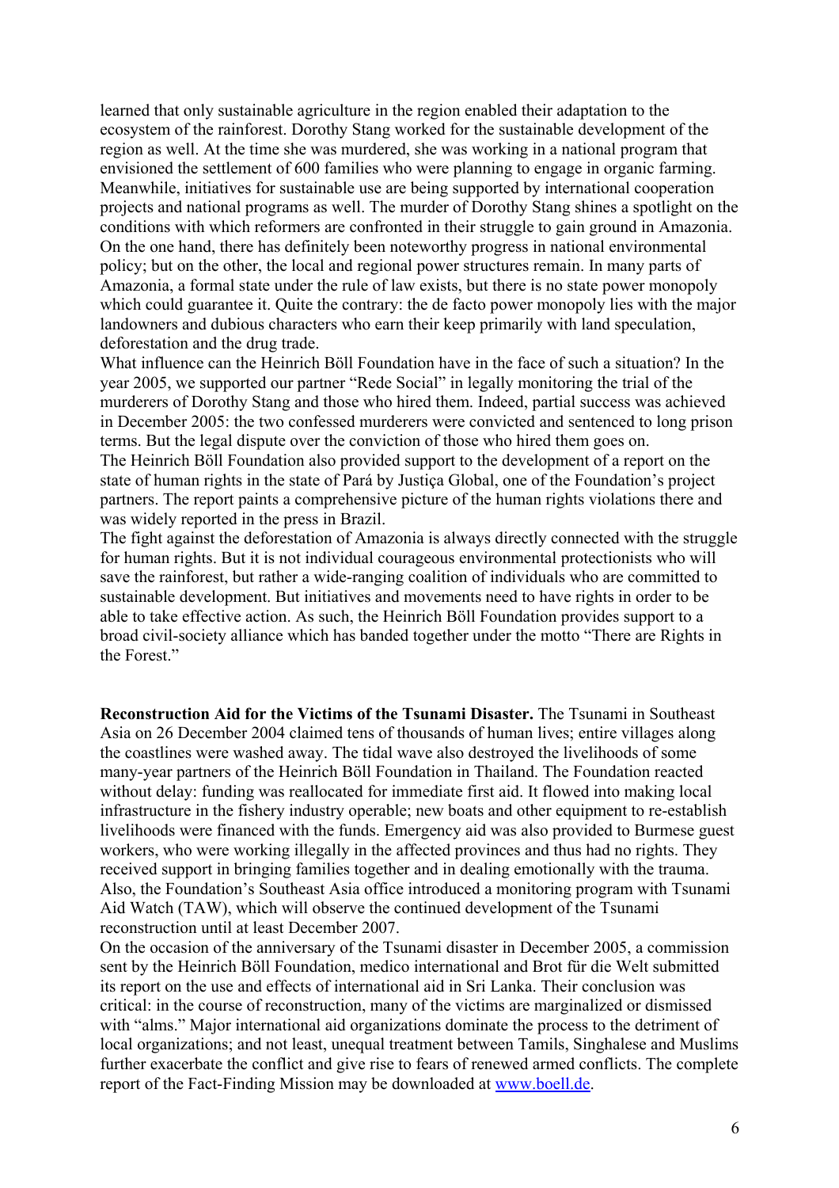learned that only sustainable agriculture in the region enabled their adaptation to the ecosystem of the rainforest. Dorothy Stang worked for the sustainable development of the region as well. At the time she was murdered, she was working in a national program that envisioned the settlement of 600 families who were planning to engage in organic farming. Meanwhile, initiatives for sustainable use are being supported by international cooperation projects and national programs as well. The murder of Dorothy Stang shines a spotlight on the conditions with which reformers are confronted in their struggle to gain ground in Amazonia. On the one hand, there has definitely been noteworthy progress in national environmental policy; but on the other, the local and regional power structures remain. In many parts of Amazonia, a formal state under the rule of law exists, but there is no state power monopoly which could guarantee it. Quite the contrary: the de facto power monopoly lies with the major landowners and dubious characters who earn their keep primarily with land speculation, deforestation and the drug trade.

What influence can the Heinrich Böll Foundation have in the face of such a situation? In the year 2005, we supported our partner "Rede Social" in legally monitoring the trial of the murderers of Dorothy Stang and those who hired them. Indeed, partial success was achieved in December 2005: the two confessed murderers were convicted and sentenced to long prison terms. But the legal dispute over the conviction of those who hired them goes on.

The Heinrich Böll Foundation also provided support to the development of a report on the state of human rights in the state of Pará by Justiça Global, one of the Foundation's project partners. The report paints a comprehensive picture of the human rights violations there and was widely reported in the press in Brazil.

The fight against the deforestation of Amazonia is always directly connected with the struggle for human rights. But it is not individual courageous environmental protectionists who will save the rainforest, but rather a wide-ranging coalition of individuals who are committed to sustainable development. But initiatives and movements need to have rights in order to be able to take effective action. As such, the Heinrich Böll Foundation provides support to a broad civil-society alliance which has banded together under the motto "There are Rights in the Forest."

**Reconstruction Aid for the Victims of the Tsunami Disaster.** The Tsunami in Southeast Asia on 26 December 2004 claimed tens of thousands of human lives; entire villages along the coastlines were washed away. The tidal wave also destroyed the livelihoods of some many-year partners of the Heinrich Böll Foundation in Thailand. The Foundation reacted without delay: funding was reallocated for immediate first aid. It flowed into making local infrastructure in the fishery industry operable; new boats and other equipment to re-establish livelihoods were financed with the funds. Emergency aid was also provided to Burmese guest workers, who were working illegally in the affected provinces and thus had no rights. They received support in bringing families together and in dealing emotionally with the trauma. Also, the Foundation's Southeast Asia office introduced a monitoring program with Tsunami Aid Watch (TAW), which will observe the continued development of the Tsunami reconstruction until at least December 2007.

On the occasion of the anniversary of the Tsunami disaster in December 2005, a commission sent by the Heinrich Böll Foundation, medico international and Brot für die Welt submitted its report on the use and effects of international aid in Sri Lanka. Their conclusion was critical: in the course of reconstruction, many of the victims are marginalized or dismissed with "alms." Major international aid organizations dominate the process to the detriment of local organizations; and not least, unequal treatment between Tamils, Singhalese and Muslims further exacerbate the conflict and give rise to fears of renewed armed conflicts. The complete report of the Fact-Finding Mission may be downloaded at www.boell.de.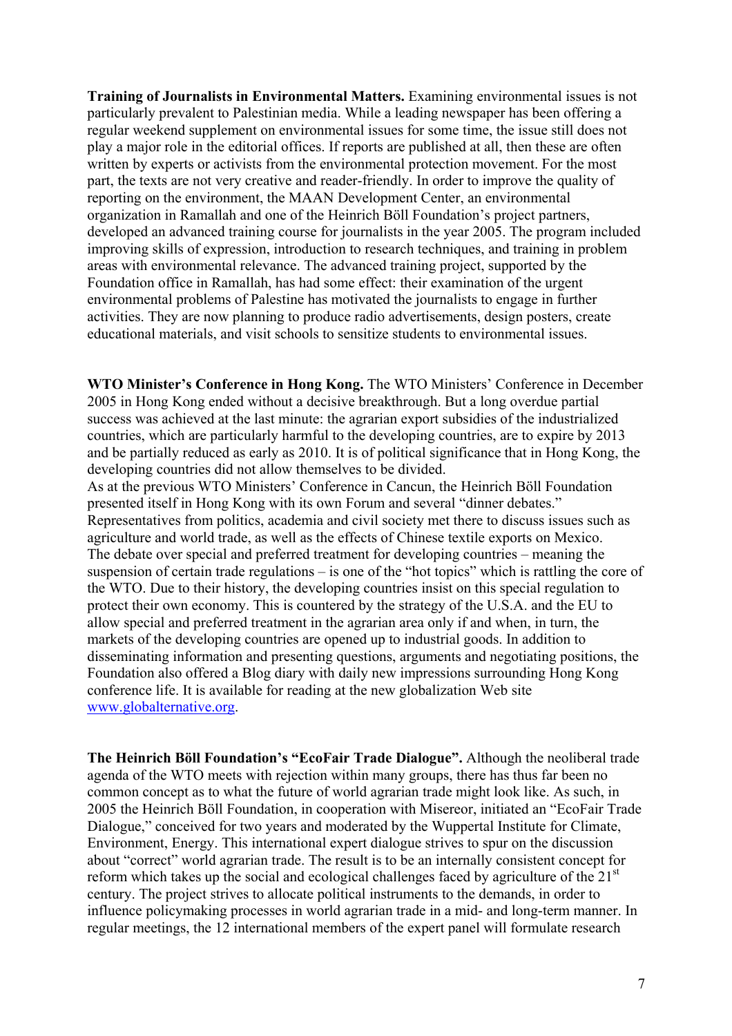**Training of Journalists in Environmental Matters.** Examining environmental issues is not particularly prevalent to Palestinian media. While a leading newspaper has been offering a regular weekend supplement on environmental issues for some time, the issue still does not play a major role in the editorial offices. If reports are published at all, then these are often written by experts or activists from the environmental protection movement. For the most part, the texts are not very creative and reader-friendly. In order to improve the quality of reporting on the environment, the MAAN Development Center, an environmental organization in Ramallah and one of the Heinrich Böll Foundation's project partners, developed an advanced training course for journalists in the year 2005. The program included improving skills of expression, introduction to research techniques, and training in problem areas with environmental relevance. The advanced training project, supported by the Foundation office in Ramallah, has had some effect: their examination of the urgent environmental problems of Palestine has motivated the journalists to engage in further activities. They are now planning to produce radio advertisements, design posters, create educational materials, and visit schools to sensitize students to environmental issues.

**WTO Minister's Conference in Hong Kong.** The WTO Ministers' Conference in December 2005 in Hong Kong ended without a decisive breakthrough. But a long overdue partial success was achieved at the last minute: the agrarian export subsidies of the industrialized countries, which are particularly harmful to the developing countries, are to expire by 2013 and be partially reduced as early as 2010. It is of political significance that in Hong Kong, the developing countries did not allow themselves to be divided.
As at the previous WTO Ministers' Conference in Cancun, the Heinrich Böll Foundation presented itself in Hong Kong with its own Forum and several "dinner debates." Representatives from politics, academia and civil society met there to discuss issues such as agriculture and world trade, as well as the effects of Chinese textile exports on Mexico.
The debate over special and preferred treatment for developing countries – meaning the suspension of certain trade regulations – is one of the "hot topics" which is rattling the core of the WTO. Due to their history, the developing countries insist on this special regulation to protect their own economy. This is countered by the strategy of the U.S.A. and the EU to allow special and preferred treatment in the agrarian area only if and when, in turn, the markets of the developing countries are opened up to industrial goods. In addition to disseminating information and presenting questions, arguments and negotiating positions, the Foundation also offered a Blog diary with daily new impressions surrounding Hong Kong conference life. It is available for reading at the new globalization Web site www.globalternative.org.

**The Heinrich Böll Foundation's "EcoFair Trade Dialogue".** Although the neoliberal trade agenda of the WTO meets with rejection within many groups, there has thus far been no common concept as to what the future of world agrarian trade might look like. As such, in 2005 the Heinrich Böll Foundation, in cooperation with Misereor, initiated an "EcoFair Trade Dialogue," conceived for two years and moderated by the Wuppertal Institute for Climate, Environment, Energy. This international expert dialogue strives to spur on the discussion about "correct" world agrarian trade. The result is to be an internally consistent concept for reform which takes up the social and ecological challenges faced by agriculture of the 21st century. The project strives to allocate political instruments to the demands, in order to influence policymaking processes in world agrarian trade in a mid- and long-term manner. In regular meetings, the 12 international members of the expert panel will formulate research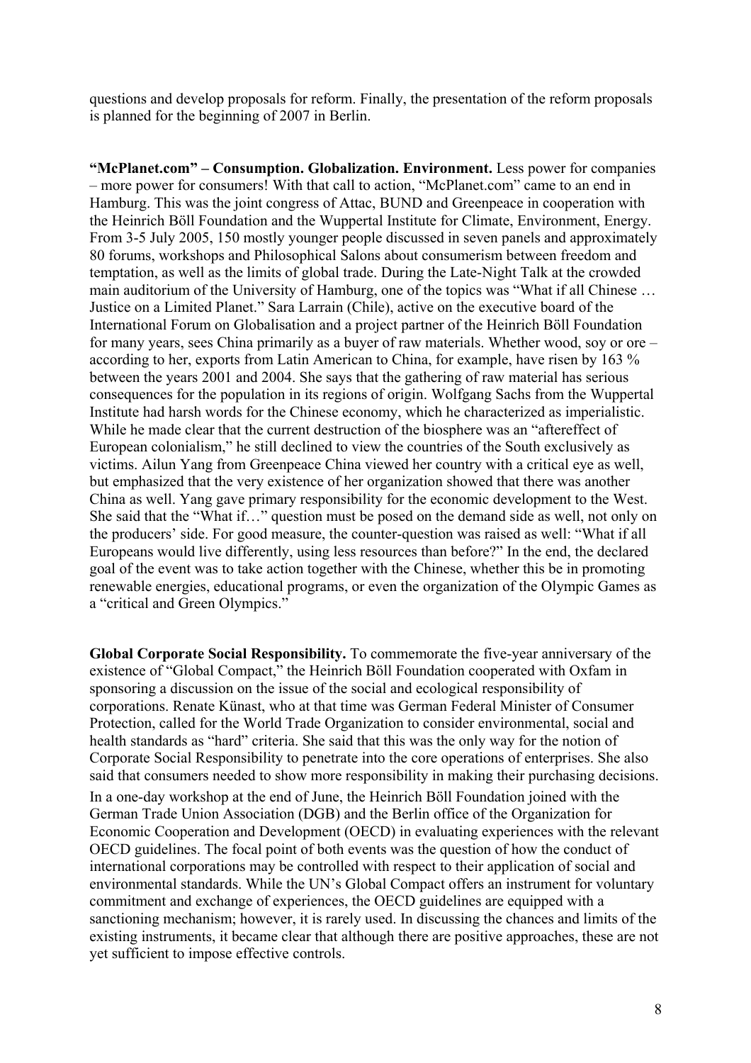questions and develop proposals for reform. Finally, the presentation of the reform proposals is planned for the beginning of 2007 in Berlin.

**"McPlanet.com" – Consumption. Globalization. Environment.** Less power for companies – more power for consumers! With that call to action, "McPlanet.com" came to an end in Hamburg. This was the joint congress of Attac, BUND and Greenpeace in cooperation with the Heinrich Böll Foundation and the Wuppertal Institute for Climate, Environment, Energy. From 3-5 July 2005, 150 mostly younger people discussed in seven panels and approximately 80 forums, workshops and Philosophical Salons about consumerism between freedom and temptation, as well as the limits of global trade. During the Late-Night Talk at the crowded main auditorium of the University of Hamburg, one of the topics was "What if all Chinese … Justice on a Limited Planet." Sara Larrain (Chile), active on the executive board of the International Forum on Globalisation and a project partner of the Heinrich Böll Foundation for many years, sees China primarily as a buyer of raw materials. Whether wood, soy or ore – according to her, exports from Latin American to China, for example, have risen by 163 % between the years 2001 and 2004. She says that the gathering of raw material has serious consequences for the population in its regions of origin. Wolfgang Sachs from the Wuppertal Institute had harsh words for the Chinese economy, which he characterized as imperialistic. While he made clear that the current destruction of the biosphere was an "aftereffect of European colonialism," he still declined to view the countries of the South exclusively as victims. Ailun Yang from Greenpeace China viewed her country with a critical eye as well, but emphasized that the very existence of her organization showed that there was another China as well. Yang gave primary responsibility for the economic development to the West. She said that the "What if…" question must be posed on the demand side as well, not only on the producers' side. For good measure, the counter-question was raised as well: "What if all Europeans would live differently, using less resources than before?" In the end, the declared goal of the event was to take action together with the Chinese, whether this be in promoting renewable energies, educational programs, or even the organization of the Olympic Games as a "critical and Green Olympics."

**Global Corporate Social Responsibility.** To commemorate the five-year anniversary of the existence of "Global Compact," the Heinrich Böll Foundation cooperated with Oxfam in sponsoring a discussion on the issue of the social and ecological responsibility of corporations. Renate Künast, who at that time was German Federal Minister of Consumer Protection, called for the World Trade Organization to consider environmental, social and health standards as "hard" criteria. She said that this was the only way for the notion of Corporate Social Responsibility to penetrate into the core operations of enterprises. She also said that consumers needed to show more responsibility in making their purchasing decisions.

In a one-day workshop at the end of June, the Heinrich Böll Foundation joined with the German Trade Union Association (DGB) and the Berlin office of the Organization for Economic Cooperation and Development (OECD) in evaluating experiences with the relevant OECD guidelines. The focal point of both events was the question of how the conduct of international corporations may be controlled with respect to their application of social and environmental standards. While the UN's Global Compact offers an instrument for voluntary commitment and exchange of experiences, the OECD guidelines are equipped with a sanctioning mechanism; however, it is rarely used. In discussing the chances and limits of the existing instruments, it became clear that although there are positive approaches, these are not yet sufficient to impose effective controls.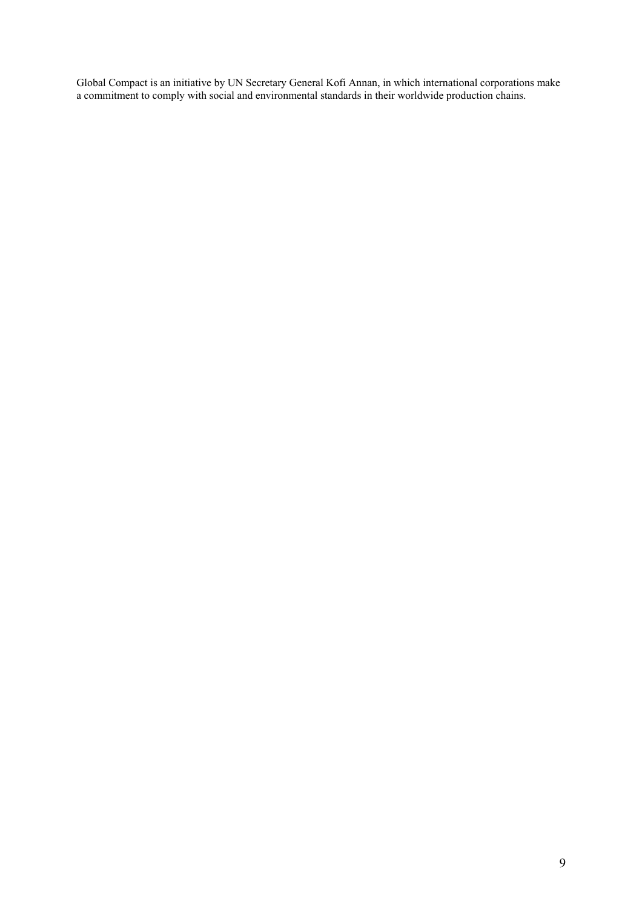Global Compact is an initiative by UN Secretary General Kofi Annan, in which international corporations make a commitment to comply with social and environmental standards in their worldwide production chains.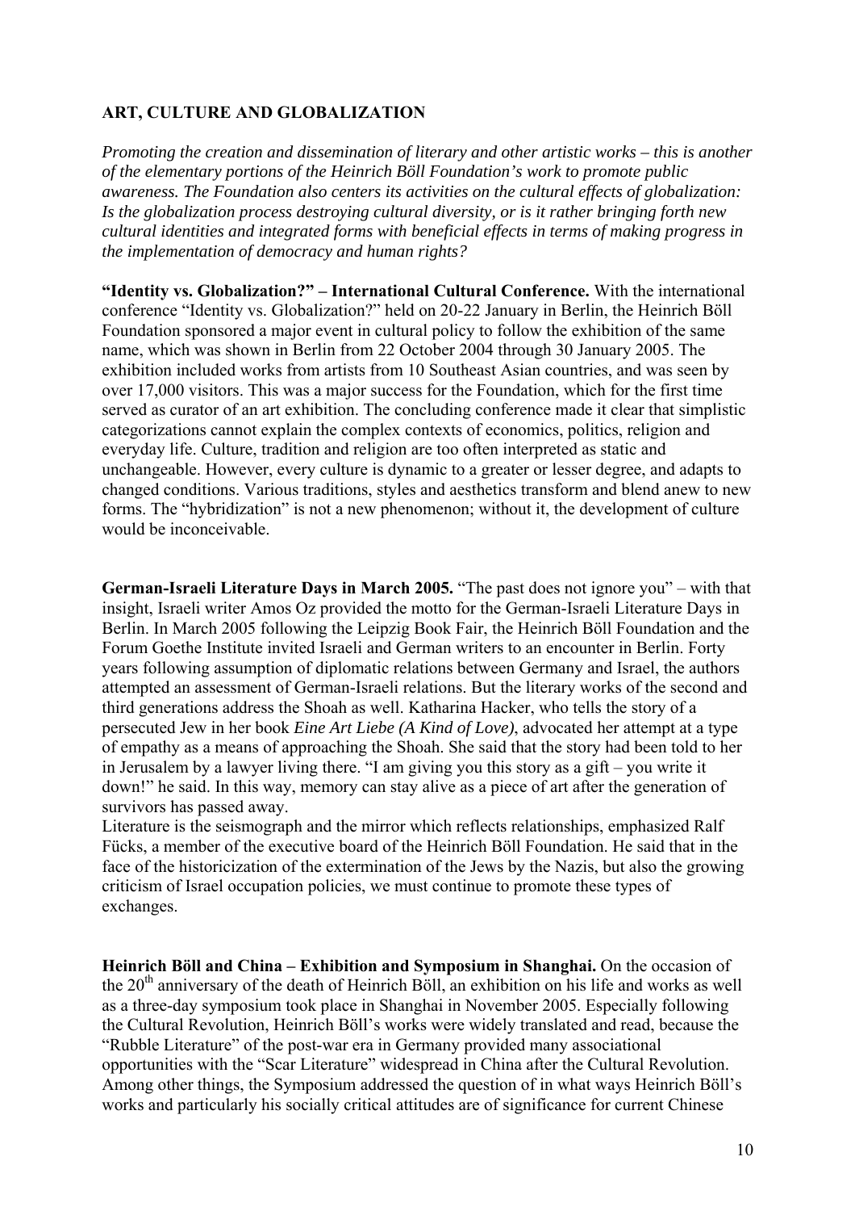## ART, CULTURE AND GLOBALIZATION

*Promoting the creation and dissemination of literary and other artistic works – this is another of the elementary portions of the Heinrich Böll Foundation's work to promote public awareness. The Foundation also centers its activities on the cultural effects of globalization: Is the globalization process destroying cultural diversity, or is it rather bringing forth new cultural identities and integrated forms with beneficial effects in terms of making progress in the implementation of democracy and human rights?*

**"Identity vs. Globalization?" – International Cultural Conference.** With the international conference "Identity vs. Globalization?" held on 20-22 January in Berlin, the Heinrich Böll Foundation sponsored a major event in cultural policy to follow the exhibition of the same name, which was shown in Berlin from 22 October 2004 through 30 January 2005. The exhibition included works from artists from 10 Southeast Asian countries, and was seen by over 17,000 visitors. This was a major success for the Foundation, which for the first time served as curator of an art exhibition. The concluding conference made it clear that simplistic categorizations cannot explain the complex contexts of economics, politics, religion and everyday life. Culture, tradition and religion are too often interpreted as static and unchangeable. However, every culture is dynamic to a greater or lesser degree, and adapts to changed conditions. Various traditions, styles and aesthetics transform and blend anew to new forms. The "hybridization" is not a new phenomenon; without it, the development of culture would be inconceivable.

**German-Israeli Literature Days in March 2005.** "The past does not ignore you" – with that insight, Israeli writer Amos Oz provided the motto for the German-Israeli Literature Days in Berlin. In March 2005 following the Leipzig Book Fair, the Heinrich Böll Foundation and the Forum Goethe Institute invited Israeli and German writers to an encounter in Berlin. Forty years following assumption of diplomatic relations between Germany and Israel, the authors attempted an assessment of German-Israeli relations. But the literary works of the second and third generations address the Shoah as well. Katharina Hacker, who tells the story of a persecuted Jew in her book *Eine Art Liebe (A Kind of Love)*, advocated her attempt at a type of empathy as a means of approaching the Shoah. She said that the story had been told to her in Jerusalem by a lawyer living there. "I am giving you this story as a gift – you write it down!" he said. In this way, memory can stay alive as a piece of art after the generation of survivors has passed away.
Literature is the seismograph and the mirror which reflects relationships, emphasized Ralf Fücks, a member of the executive board of the Heinrich Böll Foundation. He said that in the face of the historicization of the extermination of the Jews by the Nazis, but also the growing criticism of Israel occupation policies, we must continue to promote these types of exchanges.

**Heinrich Böll and China – Exhibition and Symposium in Shanghai.** On the occasion of the 20th anniversary of the death of Heinrich Böll, an exhibition on his life and works as well as a three-day symposium took place in Shanghai in November 2005. Especially following the Cultural Revolution, Heinrich Böll's works were widely translated and read, because the "Rubble Literature" of the post-war era in Germany provided many associational opportunities with the "Scar Literature" widespread in China after the Cultural Revolution. Among other things, the Symposium addressed the question of in what ways Heinrich Böll's works and particularly his socially critical attitudes are of significance for current Chinese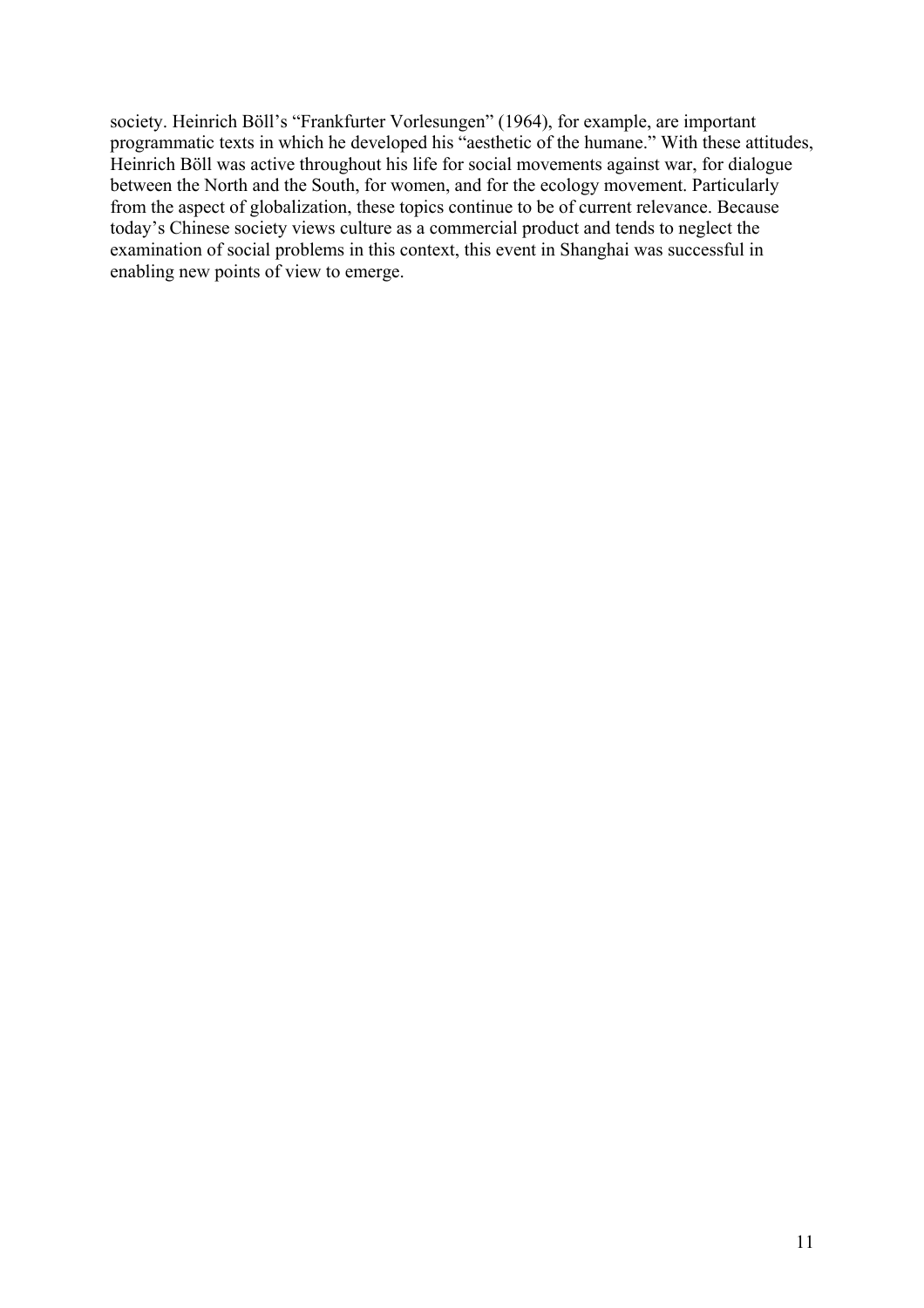society. Heinrich Böll's "Frankfurter Vorlesungen" (1964), for example, are important programmatic texts in which he developed his "aesthetic of the humane." With these attitudes, Heinrich Böll was active throughout his life for social movements against war, for dialogue between the North and the South, for women, and for the ecology movement. Particularly from the aspect of globalization, these topics continue to be of current relevance. Because today's Chinese society views culture as a commercial product and tends to neglect the examination of social problems in this context, this event in Shanghai was successful in enabling new points of view to emerge.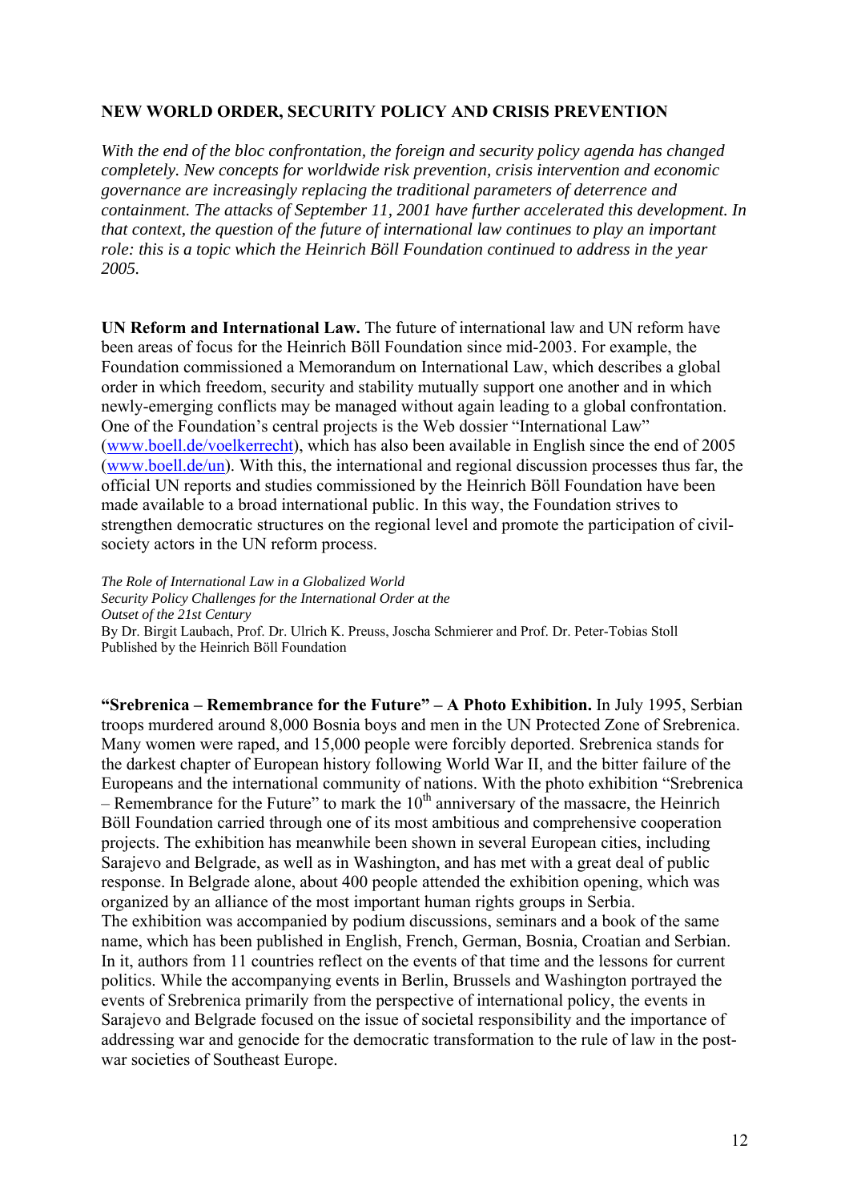## NEW WORLD ORDER, SECURITY POLICY AND CRISIS PREVENTION

*With the end of the bloc confrontation, the foreign and security policy agenda has changed completely. New concepts for worldwide risk prevention, crisis intervention and economic governance are increasingly replacing the traditional parameters of deterrence and containment. The attacks of September 11, 2001 have further accelerated this development. In that context, the question of the future of international law continues to play an important role: this is a topic which the Heinrich Böll Foundation continued to address in the year 2005.*

**UN Reform and International Law.** The future of international law and UN reform have been areas of focus for the Heinrich Böll Foundation since mid-2003. For example, the Foundation commissioned a Memorandum on International Law, which describes a global order in which freedom, security and stability mutually support one another and in which newly-emerging conflicts may be managed without again leading to a global confrontation. One of the Foundation's central projects is the Web dossier "International Law" (www.boell.de/voelkerrecht), which has also been available in English since the end of 2005 (www.boell.de/un). With this, the international and regional discussion processes thus far, the official UN reports and studies commissioned by the Heinrich Böll Foundation have been made available to a broad international public. In this way, the Foundation strives to strengthen democratic structures on the regional level and promote the participation of civil-society actors in the UN reform process.

*The Role of International Law in a Globalized World*
*Security Policy Challenges for the International Order at the Outset of the 21st Century*
By Dr. Birgit Laubach, Prof. Dr. Ulrich K. Preuss, Joscha Schmierer and Prof. Dr. Peter-Tobias Stoll
Published by the Heinrich Böll Foundation

**"Srebrenica – Remembrance for the Future" – A Photo Exhibition.** In July 1995, Serbian troops murdered around 8,000 Bosnia boys and men in the UN Protected Zone of Srebrenica. Many women were raped, and 15,000 people were forcibly deported. Srebrenica stands for the darkest chapter of European history following World War II, and the bitter failure of the Europeans and the international community of nations. With the photo exhibition "Srebrenica – Remembrance for the Future" to mark the 10th anniversary of the massacre, the Heinrich Böll Foundation carried through one of its most ambitious and comprehensive cooperation projects. The exhibition has meanwhile been shown in several European cities, including Sarajevo and Belgrade, as well as in Washington, and has met with a great deal of public response. In Belgrade alone, about 400 people attended the exhibition opening, which was organized by an alliance of the most important human rights groups in Serbia.
The exhibition was accompanied by podium discussions, seminars and a book of the same name, which has been published in English, French, German, Bosnia, Croatian and Serbian. In it, authors from 11 countries reflect on the events of that time and the lessons for current politics. While the accompanying events in Berlin, Brussels and Washington portrayed the events of Srebrenica primarily from the perspective of international policy, the events in Sarajevo and Belgrade focused on the issue of societal responsibility and the importance of addressing war and genocide for the democratic transformation to the rule of law in the post-war societies of Southeast Europe.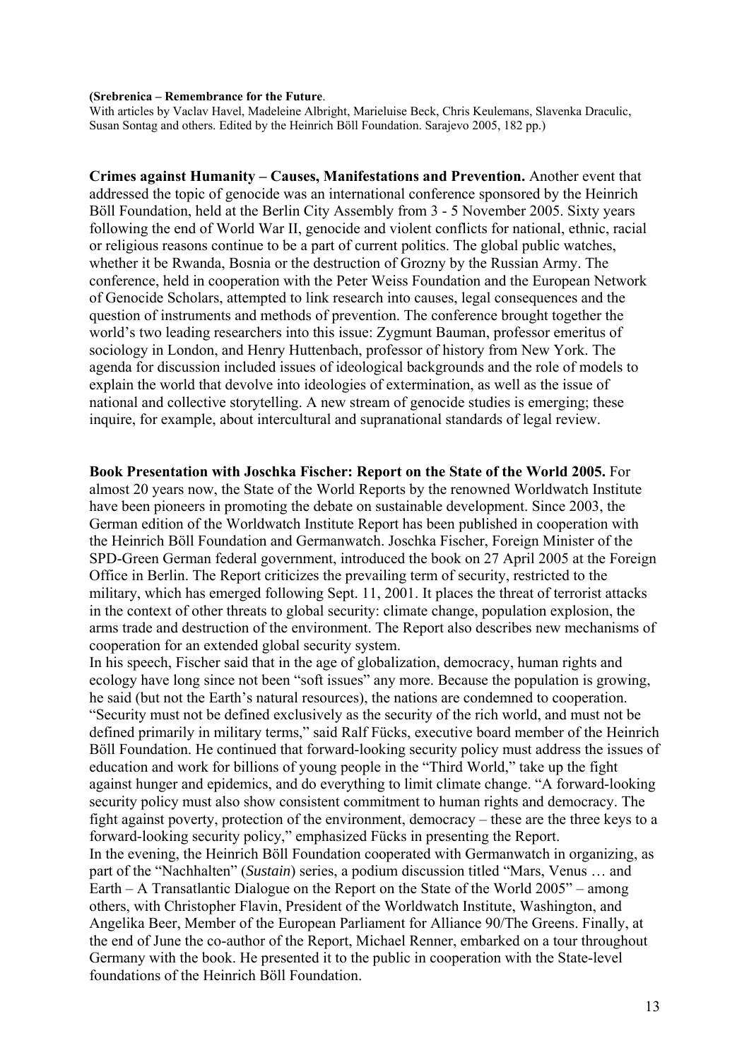**(Srebrenica – Remembrance for the Future**.
With articles by Vaclav Havel, Madeleine Albright, Marieluise Beck, Chris Keulemans, Slavenka Draculic, Susan Sontag and others. Edited by the Heinrich Böll Foundation. Sarajevo 2005, 182 pp.)

**Crimes against Humanity – Causes, Manifestations and Prevention.** Another event that addressed the topic of genocide was an international conference sponsored by the Heinrich Böll Foundation, held at the Berlin City Assembly from 3 - 5 November 2005. Sixty years following the end of World War II, genocide and violent conflicts for national, ethnic, racial or religious reasons continue to be a part of current politics. The global public watches, whether it be Rwanda, Bosnia or the destruction of Grozny by the Russian Army. The conference, held in cooperation with the Peter Weiss Foundation and the European Network of Genocide Scholars, attempted to link research into causes, legal consequences and the question of instruments and methods of prevention. The conference brought together the world's two leading researchers into this issue: Zygmunt Bauman, professor emeritus of sociology in London, and Henry Huttenbach, professor of history from New York. The agenda for discussion included issues of ideological backgrounds and the role of models to explain the world that devolve into ideologies of extermination, as well as the issue of national and collective storytelling. A new stream of genocide studies is emerging; these inquire, for example, about intercultural and supranational standards of legal review.

**Book Presentation with Joschka Fischer: Report on the State of the World 2005.** For almost 20 years now, the State of the World Reports by the renowned Worldwatch Institute have been pioneers in promoting the debate on sustainable development. Since 2003, the German edition of the Worldwatch Institute Report has been published in cooperation with the Heinrich Böll Foundation and Germanwatch. Joschka Fischer, Foreign Minister of the SPD-Green German federal government, introduced the book on 27 April 2005 at the Foreign Office in Berlin. The Report criticizes the prevailing term of security, restricted to the military, which has emerged following Sept. 11, 2001. It places the threat of terrorist attacks in the context of other threats to global security: climate change, population explosion, the arms trade and destruction of the environment. The Report also describes new mechanisms of cooperation for an extended global security system.
In his speech, Fischer said that in the age of globalization, democracy, human rights and ecology have long since not been "soft issues" any more. Because the population is growing, he said (but not the Earth's natural resources), the nations are condemned to cooperation. "Security must not be defined exclusively as the security of the rich world, and must not be defined primarily in military terms," said Ralf Fücks, executive board member of the Heinrich Böll Foundation. He continued that forward-looking security policy must address the issues of education and work for billions of young people in the "Third World," take up the fight against hunger and epidemics, and do everything to limit climate change. "A forward-looking security policy must also show consistent commitment to human rights and democracy. The fight against poverty, protection of the environment, democracy – these are the three keys to a forward-looking security policy," emphasized Fücks in presenting the Report.
In the evening, the Heinrich Böll Foundation cooperated with Germanwatch in organizing, as part of the "Nachhalten" (*Sustain*) series, a podium discussion titled "Mars, Venus … and Earth – A Transatlantic Dialogue on the Report on the State of the World 2005" – among others, with Christopher Flavin, President of the Worldwatch Institute, Washington, and Angelika Beer, Member of the European Parliament for Alliance 90/The Greens. Finally, at the end of June the co-author of the Report, Michael Renner, embarked on a tour throughout Germany with the book. He presented it to the public in cooperation with the State-level foundations of the Heinrich Böll Foundation.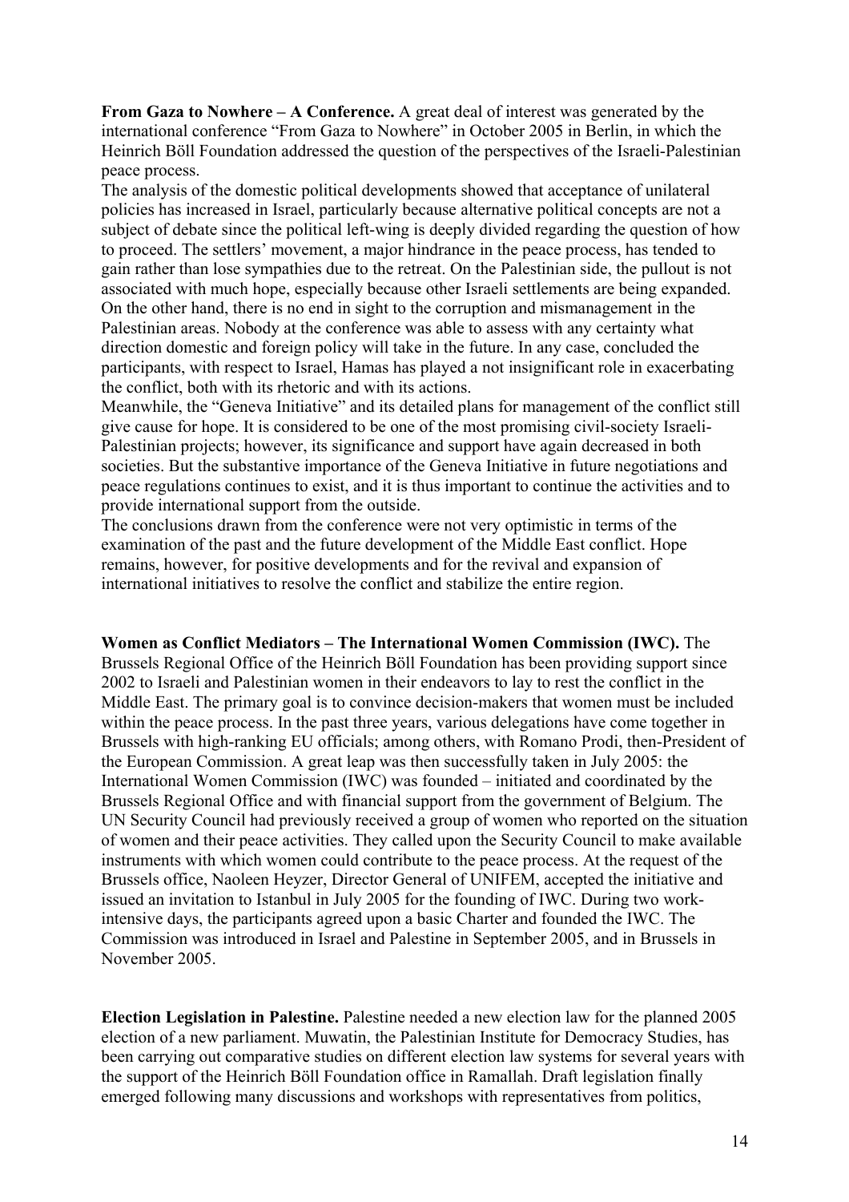**From Gaza to Nowhere – A Conference.** A great deal of interest was generated by the international conference "From Gaza to Nowhere" in October 2005 in Berlin, in which the Heinrich Böll Foundation addressed the question of the perspectives of the Israeli-Palestinian peace process.

The analysis of the domestic political developments showed that acceptance of unilateral policies has increased in Israel, particularly because alternative political concepts are not a subject of debate since the political left-wing is deeply divided regarding the question of how to proceed. The settlers' movement, a major hindrance in the peace process, has tended to gain rather than lose sympathies due to the retreat. On the Palestinian side, the pullout is not associated with much hope, especially because other Israeli settlements are being expanded. On the other hand, there is no end in sight to the corruption and mismanagement in the Palestinian areas. Nobody at the conference was able to assess with any certainty what direction domestic and foreign policy will take in the future. In any case, concluded the participants, with respect to Israel, Hamas has played a not insignificant role in exacerbating the conflict, both with its rhetoric and with its actions.

Meanwhile, the "Geneva Initiative" and its detailed plans for management of the conflict still give cause for hope. It is considered to be one of the most promising civil-society Israeli-Palestinian projects; however, its significance and support have again decreased in both societies. But the substantive importance of the Geneva Initiative in future negotiations and peace regulations continues to exist, and it is thus important to continue the activities and to provide international support from the outside.

The conclusions drawn from the conference were not very optimistic in terms of the examination of the past and the future development of the Middle East conflict. Hope remains, however, for positive developments and for the revival and expansion of international initiatives to resolve the conflict and stabilize the entire region.

**Women as Conflict Mediators – The International Women Commission (IWC).** The Brussels Regional Office of the Heinrich Böll Foundation has been providing support since 2002 to Israeli and Palestinian women in their endeavors to lay to rest the conflict in the Middle East. The primary goal is to convince decision-makers that women must be included within the peace process. In the past three years, various delegations have come together in Brussels with high-ranking EU officials; among others, with Romano Prodi, then-President of the European Commission. A great leap was then successfully taken in July 2005: the International Women Commission (IWC) was founded – initiated and coordinated by the Brussels Regional Office and with financial support from the government of Belgium. The UN Security Council had previously received a group of women who reported on the situation of women and their peace activities. They called upon the Security Council to make available instruments with which women could contribute to the peace process. At the request of the Brussels office, Naoleen Heyzer, Director General of UNIFEM, accepted the initiative and issued an invitation to Istanbul in July 2005 for the founding of IWC. During two work-intensive days, the participants agreed upon a basic Charter and founded the IWC. The Commission was introduced in Israel and Palestine in September 2005, and in Brussels in November 2005.

**Election Legislation in Palestine.** Palestine needed a new election law for the planned 2005 election of a new parliament. Muwatin, the Palestinian Institute for Democracy Studies, has been carrying out comparative studies on different election law systems for several years with the support of the Heinrich Böll Foundation office in Ramallah. Draft legislation finally emerged following many discussions and workshops with representatives from politics,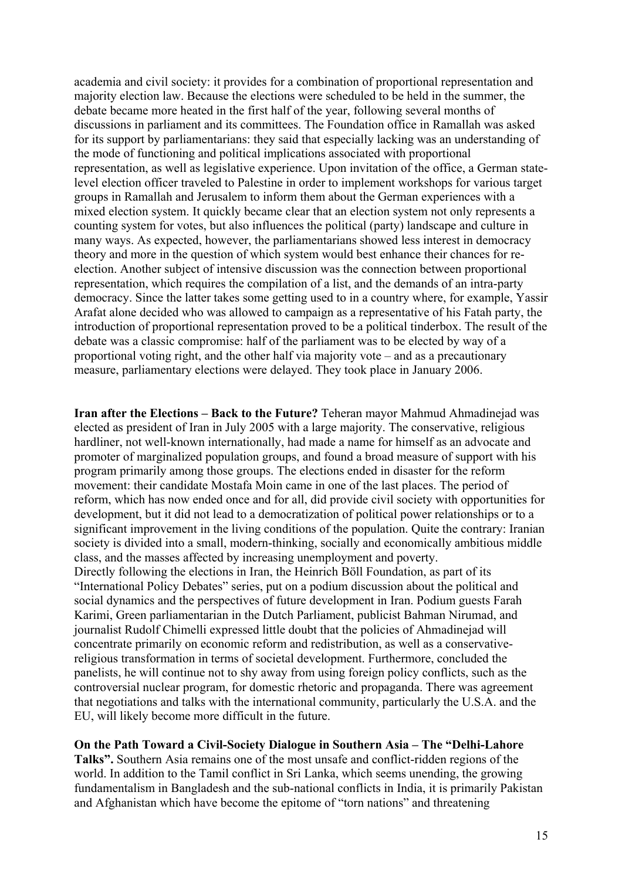academia and civil society: it provides for a combination of proportional representation and majority election law. Because the elections were scheduled to be held in the summer, the debate became more heated in the first half of the year, following several months of discussions in parliament and its committees. The Foundation office in Ramallah was asked for its support by parliamentarians: they said that especially lacking was an understanding of the mode of functioning and political implications associated with proportional representation, as well as legislative experience. Upon invitation of the office, a German state-level election officer traveled to Palestine in order to implement workshops for various target groups in Ramallah and Jerusalem to inform them about the German experiences with a mixed election system. It quickly became clear that an election system not only represents a counting system for votes, but also influences the political (party) landscape and culture in many ways. As expected, however, the parliamentarians showed less interest in democracy theory and more in the question of which system would best enhance their chances for re-election. Another subject of intensive discussion was the connection between proportional representation, which requires the compilation of a list, and the demands of an intra-party democracy. Since the latter takes some getting used to in a country where, for example, Yassir Arafat alone decided who was allowed to campaign as a representative of his Fatah party, the introduction of proportional representation proved to be a political tinderbox. The result of the debate was a classic compromise: half of the parliament was to be elected by way of a proportional voting right, and the other half via majority vote – and as a precautionary measure, parliamentary elections were delayed. They took place in January 2006.

**Iran after the Elections – Back to the Future?** Teheran mayor Mahmud Ahmadinejad was elected as president of Iran in July 2005 with a large majority. The conservative, religious hardliner, not well-known internationally, had made a name for himself as an advocate and promoter of marginalized population groups, and found a broad measure of support with his program primarily among those groups. The elections ended in disaster for the reform movement: their candidate Mostafa Moin came in one of the last places. The period of reform, which has now ended once and for all, did provide civil society with opportunities for development, but it did not lead to a democratization of political power relationships or to a significant improvement in the living conditions of the population. Quite the contrary: Iranian society is divided into a small, modern-thinking, socially and economically ambitious middle class, and the masses affected by increasing unemployment and poverty.
Directly following the elections in Iran, the Heinrich Böll Foundation, as part of its "International Policy Debates" series, put on a podium discussion about the political and social dynamics and the perspectives of future development in Iran. Podium guests Farah Karimi, Green parliamentarian in the Dutch Parliament, publicist Bahman Nirumad, and journalist Rudolf Chimelli expressed little doubt that the policies of Ahmadinejad will concentrate primarily on economic reform and redistribution, as well as a conservative-religious transformation in terms of societal development. Furthermore, concluded the panelists, he will continue not to shy away from using foreign policy conflicts, such as the controversial nuclear program, for domestic rhetoric and propaganda. There was agreement that negotiations and talks with the international community, particularly the U.S.A. and the EU, will likely become more difficult in the future.

**On the Path Toward a Civil-Society Dialogue in Southern Asia – The "Delhi-Lahore Talks".** Southern Asia remains one of the most unsafe and conflict-ridden regions of the world. In addition to the Tamil conflict in Sri Lanka, which seems unending, the growing fundamentalism in Bangladesh and the sub-national conflicts in India, it is primarily Pakistan and Afghanistan which have become the epitome of "torn nations" and threatening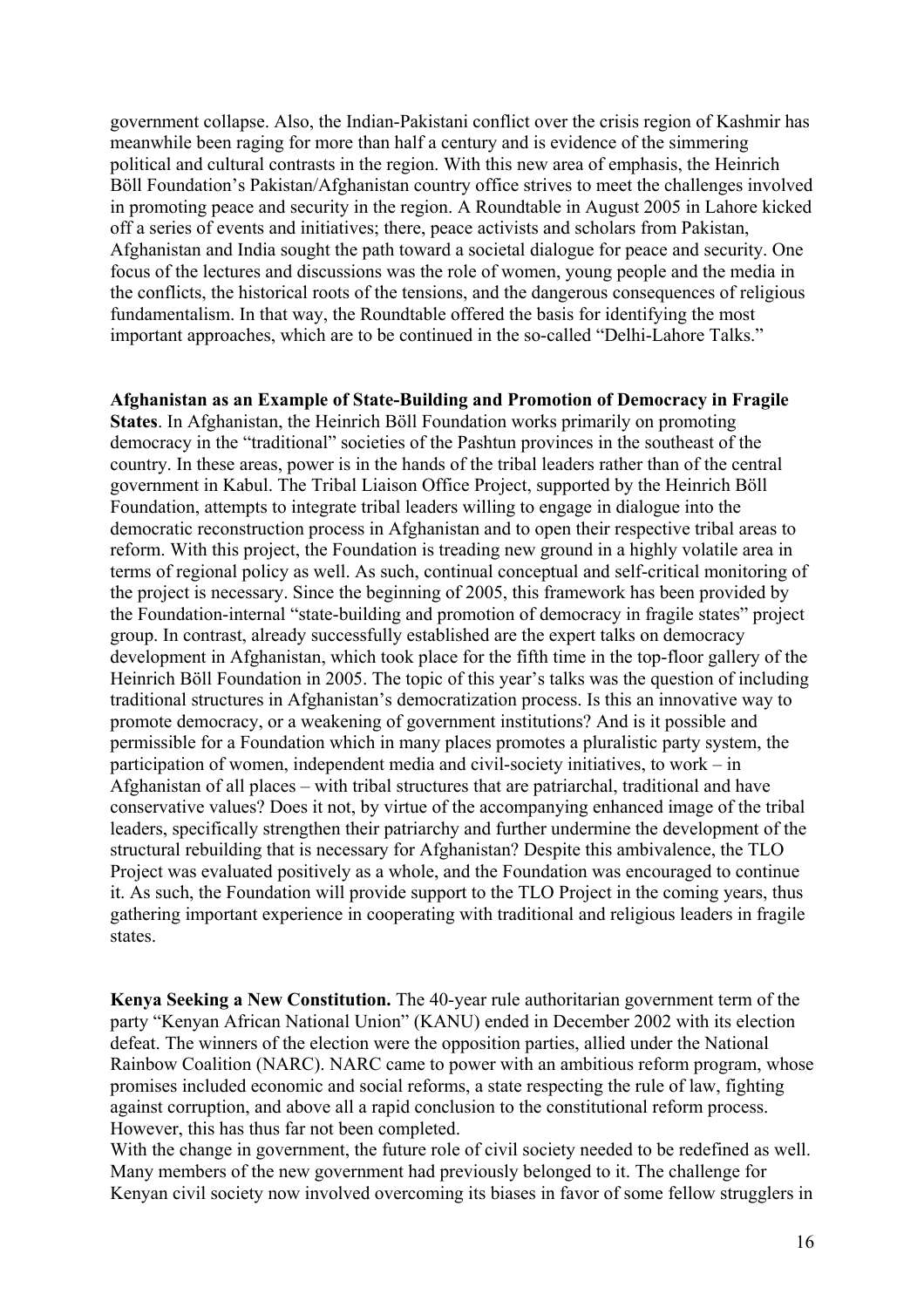government collapse. Also, the Indian-Pakistani conflict over the crisis region of Kashmir has meanwhile been raging for more than half a century and is evidence of the simmering political and cultural contrasts in the region. With this new area of emphasis, the Heinrich Böll Foundation's Pakistan/Afghanistan country office strives to meet the challenges involved in promoting peace and security in the region. A Roundtable in August 2005 in Lahore kicked off a series of events and initiatives; there, peace activists and scholars from Pakistan, Afghanistan and India sought the path toward a societal dialogue for peace and security. One focus of the lectures and discussions was the role of women, young people and the media in the conflicts, the historical roots of the tensions, and the dangerous consequences of religious fundamentalism. In that way, the Roundtable offered the basis for identifying the most important approaches, which are to be continued in the so-called "Delhi-Lahore Talks."

**Afghanistan as an Example of State-Building and Promotion of Democracy in Fragile States**. In Afghanistan, the Heinrich Böll Foundation works primarily on promoting democracy in the "traditional" societies of the Pashtun provinces in the southeast of the country. In these areas, power is in the hands of the tribal leaders rather than of the central government in Kabul. The Tribal Liaison Office Project, supported by the Heinrich Böll Foundation, attempts to integrate tribal leaders willing to engage in dialogue into the democratic reconstruction process in Afghanistan and to open their respective tribal areas to reform. With this project, the Foundation is treading new ground in a highly volatile area in terms of regional policy as well. As such, continual conceptual and self-critical monitoring of the project is necessary. Since the beginning of 2005, this framework has been provided by the Foundation-internal "state-building and promotion of democracy in fragile states" project group. In contrast, already successfully established are the expert talks on democracy development in Afghanistan, which took place for the fifth time in the top-floor gallery of the Heinrich Böll Foundation in 2005. The topic of this year's talks was the question of including traditional structures in Afghanistan's democratization process. Is this an innovative way to promote democracy, or a weakening of government institutions? And is it possible and permissible for a Foundation which in many places promotes a pluralistic party system, the participation of women, independent media and civil-society initiatives, to work – in Afghanistan of all places – with tribal structures that are patriarchal, traditional and have conservative values? Does it not, by virtue of the accompanying enhanced image of the tribal leaders, specifically strengthen their patriarchy and further undermine the development of the structural rebuilding that is necessary for Afghanistan? Despite this ambivalence, the TLO Project was evaluated positively as a whole, and the Foundation was encouraged to continue it. As such, the Foundation will provide support to the TLO Project in the coming years, thus gathering important experience in cooperating with traditional and religious leaders in fragile states.

**Kenya Seeking a New Constitution.** The 40-year rule authoritarian government term of the party "Kenyan African National Union" (KANU) ended in December 2002 with its election defeat. The winners of the election were the opposition parties, allied under the National Rainbow Coalition (NARC). NARC came to power with an ambitious reform program, whose promises included economic and social reforms, a state respecting the rule of law, fighting against corruption, and above all a rapid conclusion to the constitutional reform process. However, this has thus far not been completed.

With the change in government, the future role of civil society needed to be redefined as well. Many members of the new government had previously belonged to it. The challenge for Kenyan civil society now involved overcoming its biases in favor of some fellow strugglers in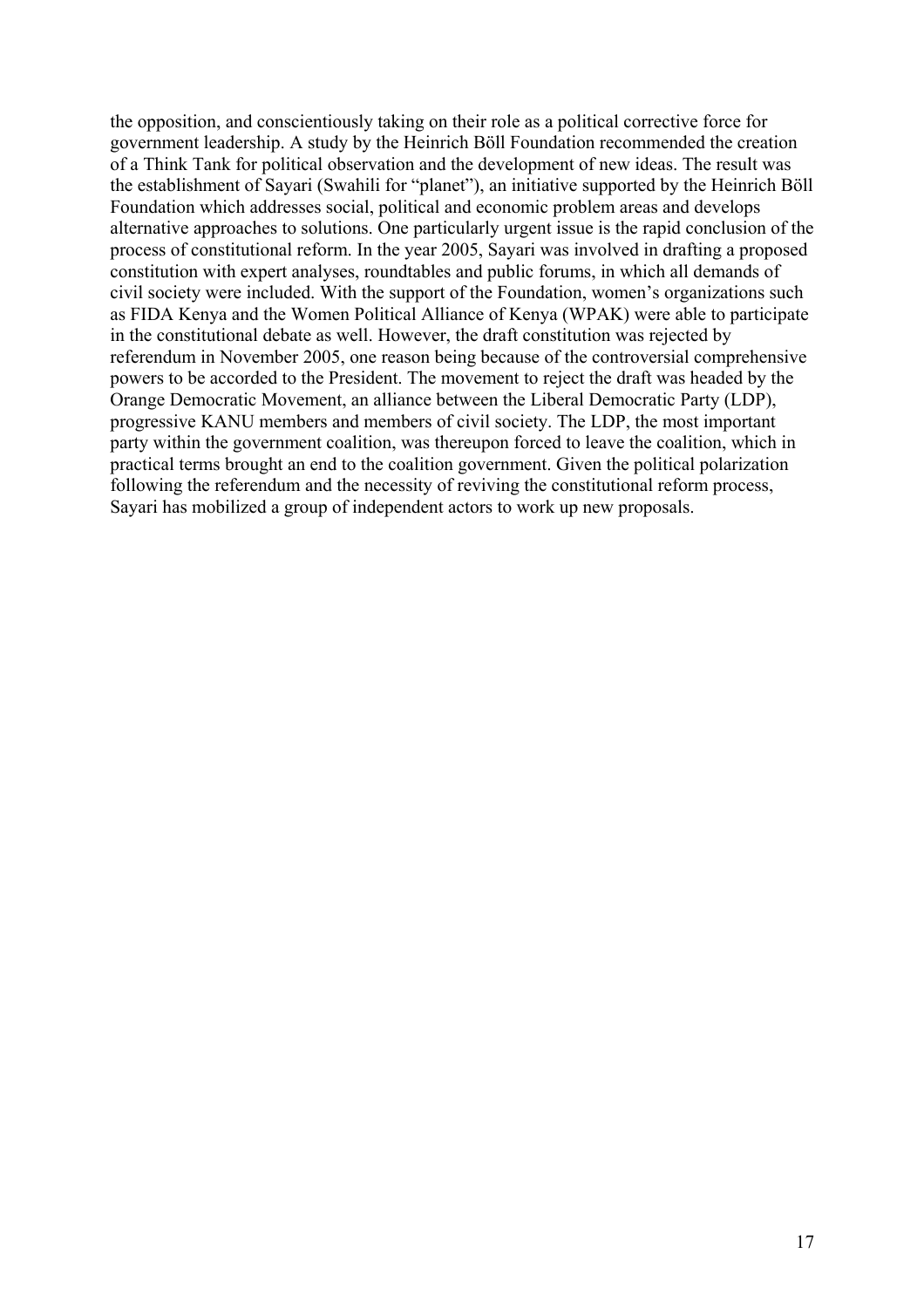the opposition, and conscientiously taking on their role as a political corrective force for government leadership. A study by the Heinrich Böll Foundation recommended the creation of a Think Tank for political observation and the development of new ideas. The result was the establishment of Sayari (Swahili for "planet"), an initiative supported by the Heinrich Böll Foundation which addresses social, political and economic problem areas and develops alternative approaches to solutions. One particularly urgent issue is the rapid conclusion of the process of constitutional reform. In the year 2005, Sayari was involved in drafting a proposed constitution with expert analyses, roundtables and public forums, in which all demands of civil society were included. With the support of the Foundation, women's organizations such as FIDA Kenya and the Women Political Alliance of Kenya (WPAK) were able to participate in the constitutional debate as well. However, the draft constitution was rejected by referendum in November 2005, one reason being because of the controversial comprehensive powers to be accorded to the President. The movement to reject the draft was headed by the Orange Democratic Movement, an alliance between the Liberal Democratic Party (LDP), progressive KANU members and members of civil society. The LDP, the most important party within the government coalition, was thereupon forced to leave the coalition, which in practical terms brought an end to the coalition government. Given the political polarization following the referendum and the necessity of reviving the constitutional reform process, Sayari has mobilized a group of independent actors to work up new proposals.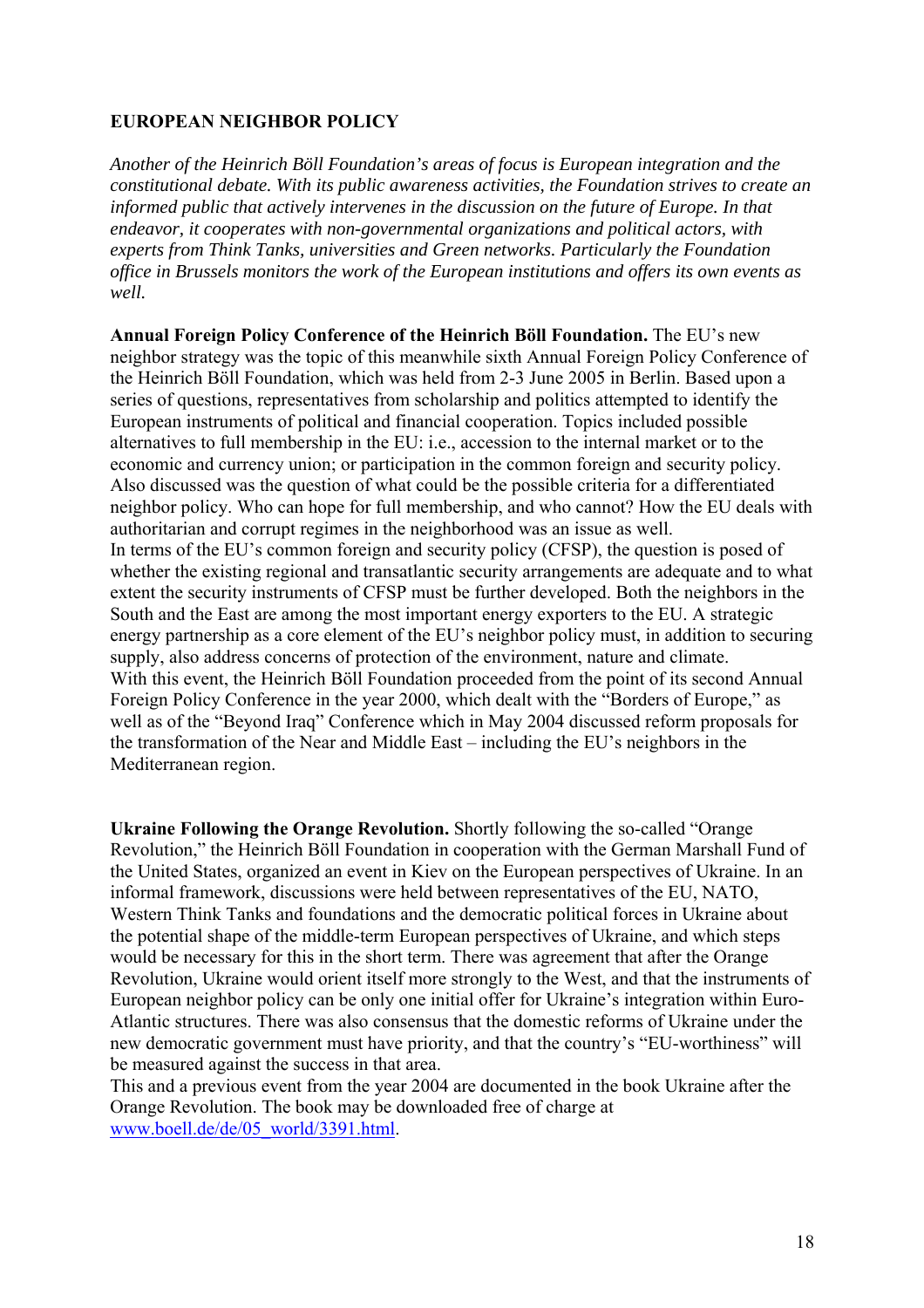## EUROPEAN NEIGHBOR POLICY

*Another of the Heinrich Böll Foundation's areas of focus is European integration and the constitutional debate. With its public awareness activities, the Foundation strives to create an informed public that actively intervenes in the discussion on the future of Europe. In that endeavor, it cooperates with non-governmental organizations and political actors, with experts from Think Tanks, universities and Green networks. Particularly the Foundation office in Brussels monitors the work of the European institutions and offers its own events as well.*

**Annual Foreign Policy Conference of the Heinrich Böll Foundation.** The EU's new neighbor strategy was the topic of this meanwhile sixth Annual Foreign Policy Conference of the Heinrich Böll Foundation, which was held from 2-3 June 2005 in Berlin. Based upon a series of questions, representatives from scholarship and politics attempted to identify the European instruments of political and financial cooperation. Topics included possible alternatives to full membership in the EU: i.e., accession to the internal market or to the economic and currency union; or participation in the common foreign and security policy. Also discussed was the question of what could be the possible criteria for a differentiated neighbor policy. Who can hope for full membership, and who cannot? How the EU deals with authoritarian and corrupt regimes in the neighborhood was an issue as well.
In terms of the EU's common foreign and security policy (CFSP), the question is posed of whether the existing regional and transatlantic security arrangements are adequate and to what extent the security instruments of CFSP must be further developed. Both the neighbors in the South and the East are among the most important energy exporters to the EU. A strategic energy partnership as a core element of the EU's neighbor policy must, in addition to securing supply, also address concerns of protection of the environment, nature and climate.
With this event, the Heinrich Böll Foundation proceeded from the point of its second Annual Foreign Policy Conference in the year 2000, which dealt with the "Borders of Europe," as well as of the "Beyond Iraq" Conference which in May 2004 discussed reform proposals for the transformation of the Near and Middle East – including the EU's neighbors in the Mediterranean region.

**Ukraine Following the Orange Revolution.** Shortly following the so-called "Orange Revolution," the Heinrich Böll Foundation in cooperation with the German Marshall Fund of the United States, organized an event in Kiev on the European perspectives of Ukraine. In an informal framework, discussions were held between representatives of the EU, NATO, Western Think Tanks and foundations and the democratic political forces in Ukraine about the potential shape of the middle-term European perspectives of Ukraine, and which steps would be necessary for this in the short term. There was agreement that after the Orange Revolution, Ukraine would orient itself more strongly to the West, and that the instruments of European neighbor policy can be only one initial offer for Ukraine's integration within Euro-Atlantic structures. There was also consensus that the domestic reforms of Ukraine under the new democratic government must have priority, and that the country's "EU-worthiness" will be measured against the success in that area.
This and a previous event from the year 2004 are documented in the book Ukraine after the Orange Revolution. The book may be downloaded free of charge at www.boell.de/de/05_world/3391.html.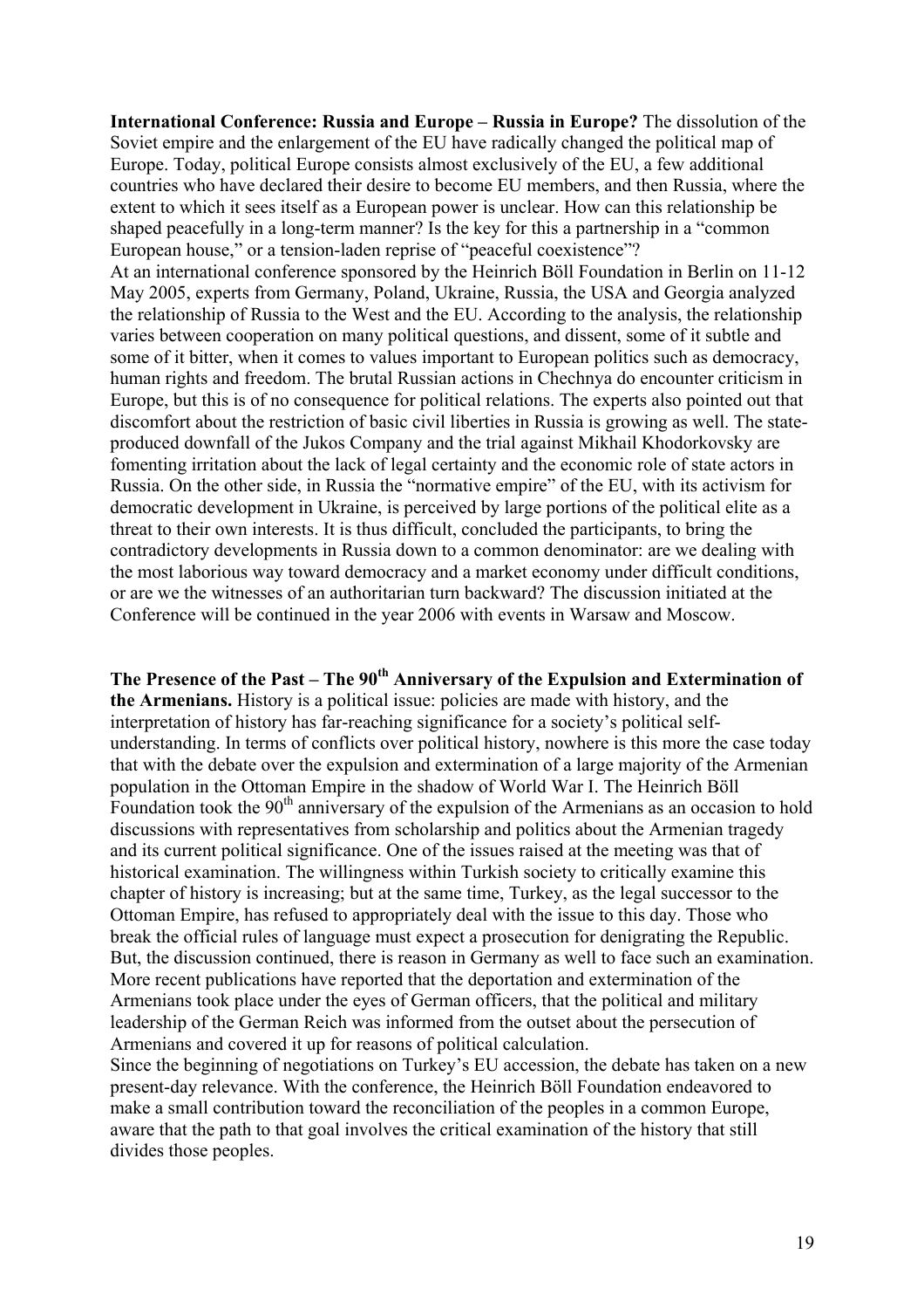**International Conference: Russia and Europe – Russia in Europe?** The dissolution of the Soviet empire and the enlargement of the EU have radically changed the political map of Europe. Today, political Europe consists almost exclusively of the EU, a few additional countries who have declared their desire to become EU members, and then Russia, where the extent to which it sees itself as a European power is unclear. How can this relationship be shaped peacefully in a long-term manner? Is the key for this a partnership in a "common European house," or a tension-laden reprise of "peaceful coexistence"?

At an international conference sponsored by the Heinrich Böll Foundation in Berlin on 11-12 May 2005, experts from Germany, Poland, Ukraine, Russia, the USA and Georgia analyzed the relationship of Russia to the West and the EU. According to the analysis, the relationship varies between cooperation on many political questions, and dissent, some of it subtle and some of it bitter, when it comes to values important to European politics such as democracy, human rights and freedom. The brutal Russian actions in Chechnya do encounter criticism in Europe, but this is of no consequence for political relations. The experts also pointed out that discomfort about the restriction of basic civil liberties in Russia is growing as well. The state-produced downfall of the Jukos Company and the trial against Mikhail Khodorkovsky are fomenting irritation about the lack of legal certainty and the economic role of state actors in Russia. On the other side, in Russia the "normative empire" of the EU, with its activism for democratic development in Ukraine, is perceived by large portions of the political elite as a threat to their own interests. It is thus difficult, concluded the participants, to bring the contradictory developments in Russia down to a common denominator: are we dealing with the most laborious way toward democracy and a market economy under difficult conditions, or are we the witnesses of an authoritarian turn backward? The discussion initiated at the Conference will be continued in the year 2006 with events in Warsaw and Moscow.

**The Presence of the Past – The 90th Anniversary of the Expulsion and Extermination of the Armenians.** History is a political issue: policies are made with history, and the interpretation of history has far-reaching significance for a society's political self-understanding. In terms of conflicts over political history, nowhere is this more the case today that with the debate over the expulsion and extermination of a large majority of the Armenian population in the Ottoman Empire in the shadow of World War I. The Heinrich Böll Foundation took the 90th anniversary of the expulsion of the Armenians as an occasion to hold discussions with representatives from scholarship and politics about the Armenian tragedy and its current political significance. One of the issues raised at the meeting was that of historical examination. The willingness within Turkish society to critically examine this chapter of history is increasing; but at the same time, Turkey, as the legal successor to the Ottoman Empire, has refused to appropriately deal with the issue to this day. Those who break the official rules of language must expect a prosecution for denigrating the Republic. But, the discussion continued, there is reason in Germany as well to face such an examination. More recent publications have reported that the deportation and extermination of the Armenians took place under the eyes of German officers, that the political and military leadership of the German Reich was informed from the outset about the persecution of Armenians and covered it up for reasons of political calculation.

Since the beginning of negotiations on Turkey's EU accession, the debate has taken on a new present-day relevance. With the conference, the Heinrich Böll Foundation endeavored to make a small contribution toward the reconciliation of the peoples in a common Europe, aware that the path to that goal involves the critical examination of the history that still divides those peoples.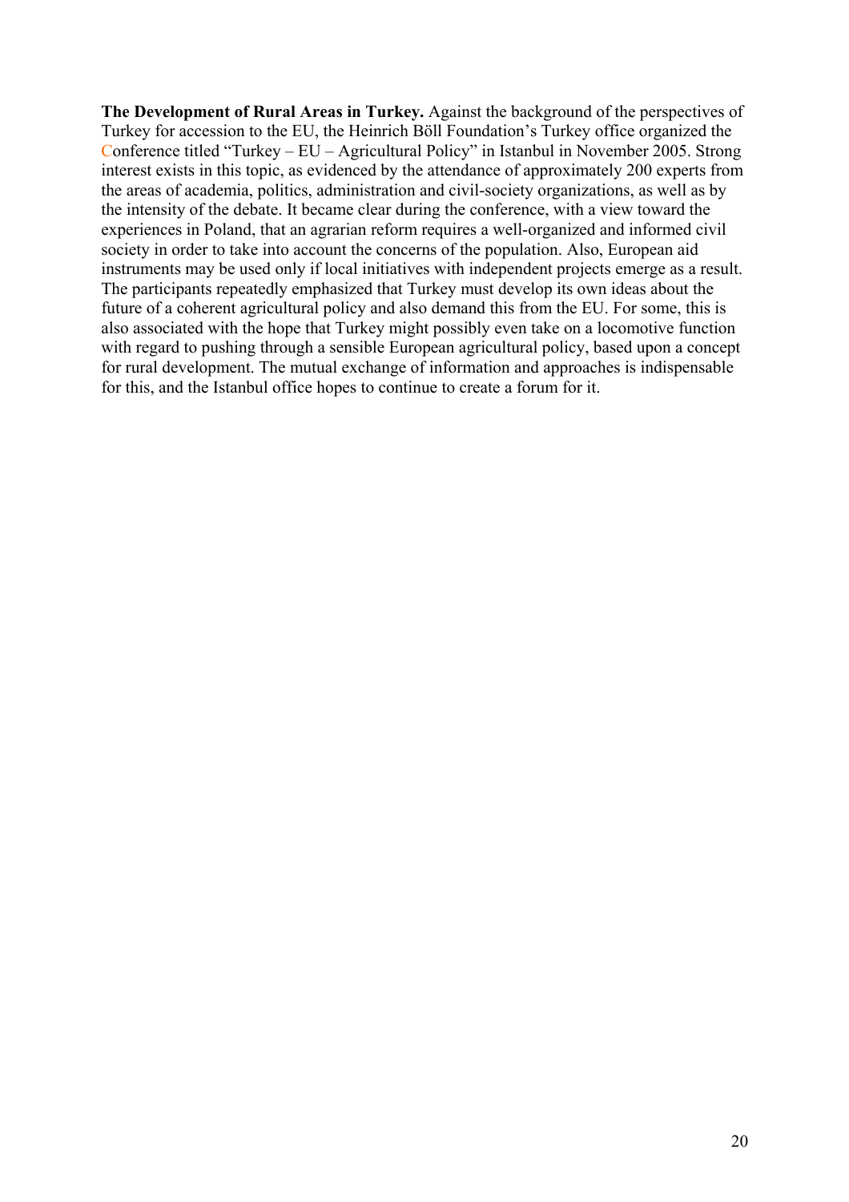**The Development of Rural Areas in Turkey.** Against the background of the perspectives of Turkey for accession to the EU, the Heinrich Böll Foundation's Turkey office organized the Conference titled "Turkey – EU – Agricultural Policy" in Istanbul in November 2005. Strong interest exists in this topic, as evidenced by the attendance of approximately 200 experts from the areas of academia, politics, administration and civil-society organizations, as well as by the intensity of the debate. It became clear during the conference, with a view toward the experiences in Poland, that an agrarian reform requires a well-organized and informed civil society in order to take into account the concerns of the population. Also, European aid instruments may be used only if local initiatives with independent projects emerge as a result. The participants repeatedly emphasized that Turkey must develop its own ideas about the future of a coherent agricultural policy and also demand this from the EU. For some, this is also associated with the hope that Turkey might possibly even take on a locomotive function with regard to pushing through a sensible European agricultural policy, based upon a concept for rural development. The mutual exchange of information and approaches is indispensable for this, and the Istanbul office hopes to continue to create a forum for it.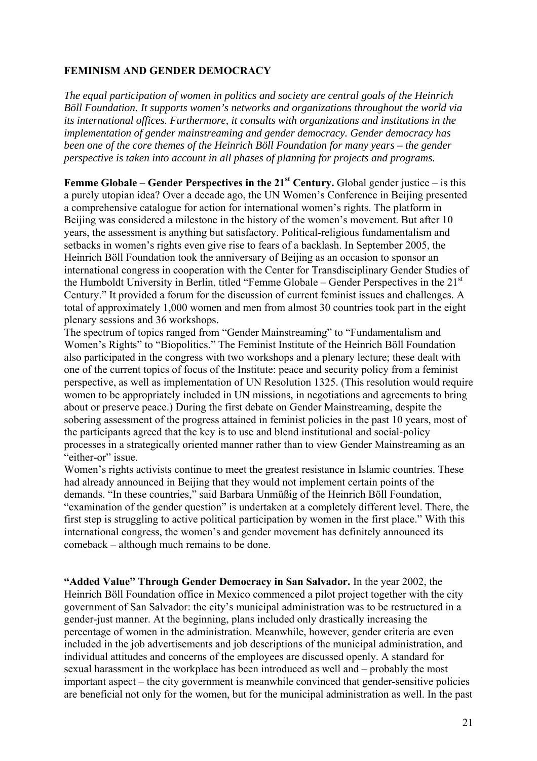## FEMINISM AND GENDER DEMOCRACY

*The equal participation of women in politics and society are central goals of the Heinrich Böll Foundation. It supports women's networks and organizations throughout the world via its international offices. Furthermore, it consults with organizations and institutions in the implementation of gender mainstreaming and gender democracy. Gender democracy has been one of the core themes of the Heinrich Böll Foundation for many years – the gender perspective is taken into account in all phases of planning for projects and programs.*

**Femme Globale – Gender Perspectives in the 21st Century.** Global gender justice – is this a purely utopian idea? Over a decade ago, the UN Women's Conference in Beijing presented a comprehensive catalogue for action for international women's rights. The platform in Beijing was considered a milestone in the history of the women's movement. But after 10 years, the assessment is anything but satisfactory. Political-religious fundamentalism and setbacks in women's rights even give rise to fears of a backlash. In September 2005, the Heinrich Böll Foundation took the anniversary of Beijing as an occasion to sponsor an international congress in cooperation with the Center for Transdisciplinary Gender Studies of the Humboldt University in Berlin, titled "Femme Globale – Gender Perspectives in the 21st Century." It provided a forum for the discussion of current feminist issues and challenges. A total of approximately 1,000 women and men from almost 30 countries took part in the eight plenary sessions and 36 workshops.

The spectrum of topics ranged from "Gender Mainstreaming" to "Fundamentalism and Women's Rights" to "Biopolitics." The Feminist Institute of the Heinrich Böll Foundation also participated in the congress with two workshops and a plenary lecture; these dealt with one of the current topics of focus of the Institute: peace and security policy from a feminist perspective, as well as implementation of UN Resolution 1325. (This resolution would require women to be appropriately included in UN missions, in negotiations and agreements to bring about or preserve peace.) During the first debate on Gender Mainstreaming, despite the sobering assessment of the progress attained in feminist policies in the past 10 years, most of the participants agreed that the key is to use and blend institutional and social-policy processes in a strategically oriented manner rather than to view Gender Mainstreaming as an "either-or" issue.

Women's rights activists continue to meet the greatest resistance in Islamic countries. These had already announced in Beijing that they would not implement certain points of the demands. "In these countries," said Barbara Unmüßig of the Heinrich Böll Foundation, "examination of the gender question" is undertaken at a completely different level. There, the first step is struggling to active political participation by women in the first place." With this international congress, the women's and gender movement has definitely announced its comeback – although much remains to be done.

**"Added Value" Through Gender Democracy in San Salvador.** In the year 2002, the Heinrich Böll Foundation office in Mexico commenced a pilot project together with the city government of San Salvador: the city's municipal administration was to be restructured in a gender-just manner. At the beginning, plans included only drastically increasing the percentage of women in the administration. Meanwhile, however, gender criteria are even included in the job advertisements and job descriptions of the municipal administration, and individual attitudes and concerns of the employees are discussed openly. A standard for sexual harassment in the workplace has been introduced as well and – probably the most important aspect – the city government is meanwhile convinced that gender-sensitive policies are beneficial not only for the women, but for the municipal administration as well. In the past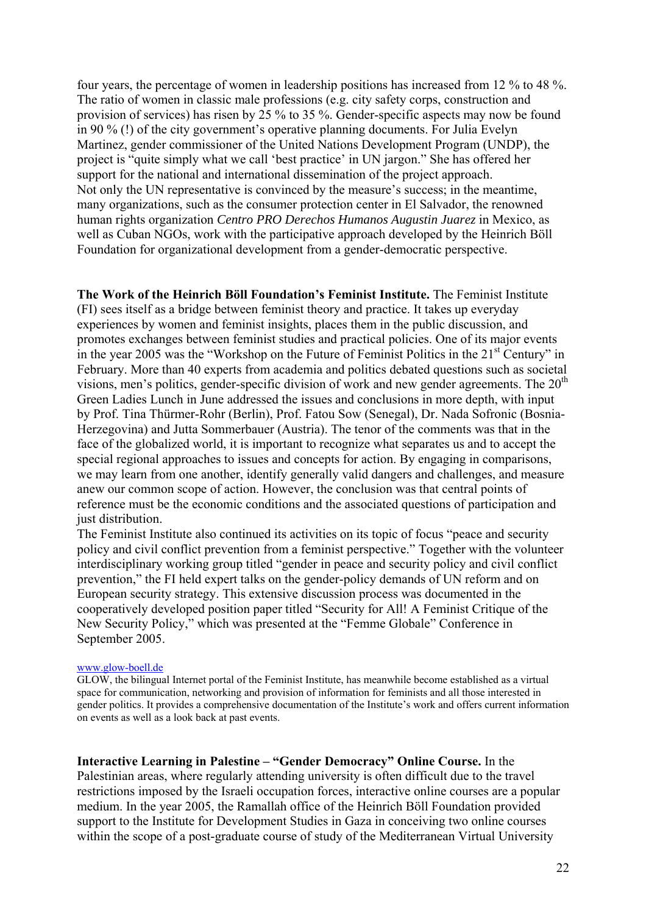four years, the percentage of women in leadership positions has increased from 12 % to 48 %. The ratio of women in classic male professions (e.g. city safety corps, construction and provision of services) has risen by 25 % to 35 %. Gender-specific aspects may now be found in 90 % (!) of the city government's operative planning documents. For Julia Evelyn Martinez, gender commissioner of the United Nations Development Program (UNDP), the project is "quite simply what we call 'best practice' in UN jargon." She has offered her support for the national and international dissemination of the project approach.
Not only the UN representative is convinced by the measure's success; in the meantime, many organizations, such as the consumer protection center in El Salvador, the renowned human rights organization *Centro PRO Derechos Humanos Augustin Juarez* in Mexico, as well as Cuban NGOs, work with the participative approach developed by the Heinrich Böll Foundation for organizational development from a gender-democratic perspective.

**The Work of the Heinrich Böll Foundation's Feminist Institute.** The Feminist Institute (FI) sees itself as a bridge between feminist theory and practice. It takes up everyday experiences by women and feminist insights, places them in the public discussion, and promotes exchanges between feminist studies and practical policies. One of its major events in the year 2005 was the "Workshop on the Future of Feminist Politics in the 21st Century" in February. More than 40 experts from academia and politics debated questions such as societal visions, men's politics, gender-specific division of work and new gender agreements. The 20th Green Ladies Lunch in June addressed the issues and conclusions in more depth, with input by Prof. Tina Thürmer-Rohr (Berlin), Prof. Fatou Sow (Senegal), Dr. Nada Sofronic (Bosnia-Herzegovina) and Jutta Sommerbauer (Austria). The tenor of the comments was that in the face of the globalized world, it is important to recognize what separates us and to accept the special regional approaches to issues and concepts for action. By engaging in comparisons, we may learn from one another, identify generally valid dangers and challenges, and measure anew our common scope of action. However, the conclusion was that central points of reference must be the economic conditions and the associated questions of participation and just distribution.
The Feminist Institute also continued its activities on its topic of focus "peace and security policy and civil conflict prevention from a feminist perspective." Together with the volunteer interdisciplinary working group titled "gender in peace and security policy and civil conflict prevention," the FI held expert talks on the gender-policy demands of UN reform and on European security strategy. This extensive discussion process was documented in the cooperatively developed position paper titled "Security for All! A Feminist Critique of the New Security Policy," which was presented at the "Femme Globale" Conference in September 2005.

www.glow-boell.de
GLOW, the bilingual Internet portal of the Feminist Institute, has meanwhile become established as a virtual space for communication, networking and provision of information for feminists and all those interested in gender politics. It provides a comprehensive documentation of the Institute's work and offers current information on events as well as a look back at past events.

**Interactive Learning in Palestine – "Gender Democracy" Online Course.** In the Palestinian areas, where regularly attending university is often difficult due to the travel restrictions imposed by the Israeli occupation forces, interactive online courses are a popular medium. In the year 2005, the Ramallah office of the Heinrich Böll Foundation provided support to the Institute for Development Studies in Gaza in conceiving two online courses within the scope of a post-graduate course of study of the Mediterranean Virtual University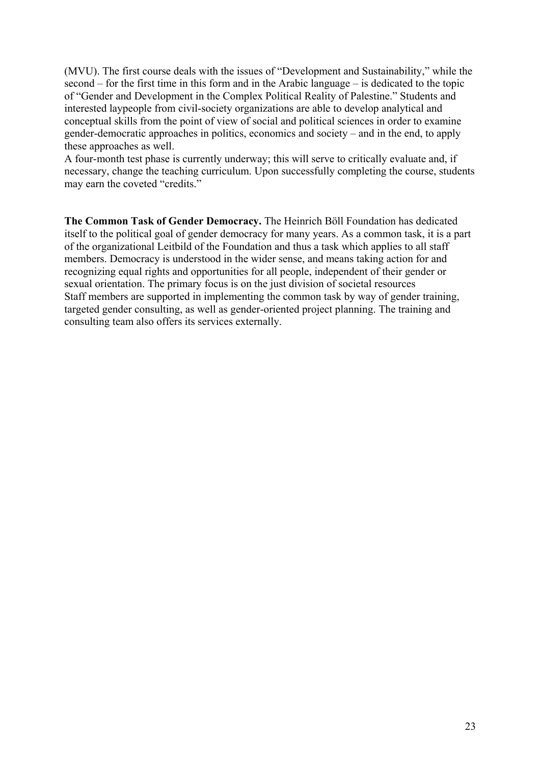(MVU). The first course deals with the issues of "Development and Sustainability," while the second – for the first time in this form and in the Arabic language – is dedicated to the topic of "Gender and Development in the Complex Political Reality of Palestine." Students and interested laypeople from civil-society organizations are able to develop analytical and conceptual skills from the point of view of social and political sciences in order to examine gender-democratic approaches in politics, economics and society – and in the end, to apply these approaches as well.
A four-month test phase is currently underway; this will serve to critically evaluate and, if necessary, change the teaching curriculum. Upon successfully completing the course, students may earn the coveted "credits."

**The Common Task of Gender Democracy.** The Heinrich Böll Foundation has dedicated itself to the political goal of gender democracy for many years. As a common task, it is a part of the organizational Leitbild of the Foundation and thus a task which applies to all staff members. Democracy is understood in the wider sense, and means taking action for and recognizing equal rights and opportunities for all people, independent of their gender or sexual orientation. The primary focus is on the just division of societal resources
Staff members are supported in implementing the common task by way of gender training, targeted gender consulting, as well as gender-oriented project planning. The training and consulting team also offers its services externally.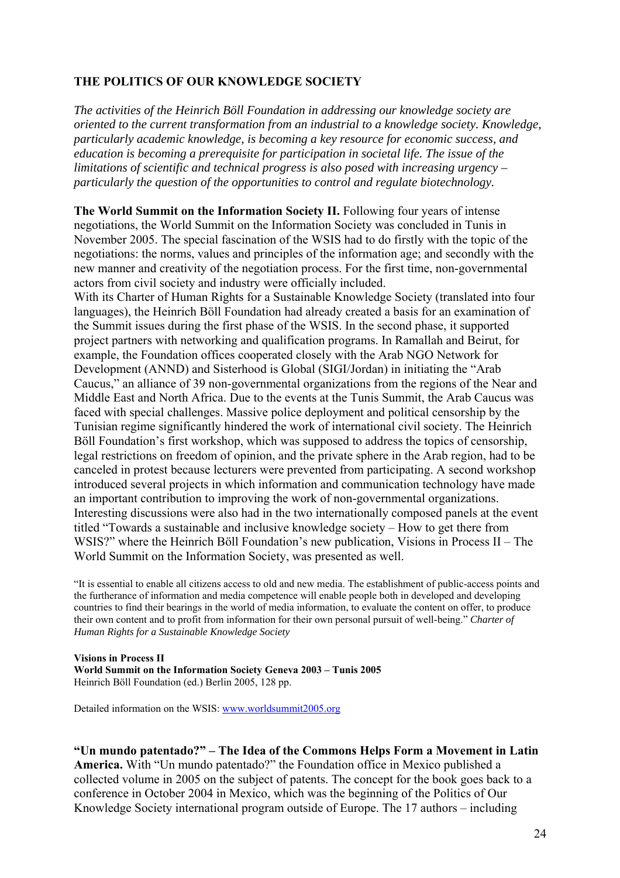## THE POLITICS OF OUR KNOWLEDGE SOCIETY

*The activities of the Heinrich Böll Foundation in addressing our knowledge society are oriented to the current transformation from an industrial to a knowledge society. Knowledge, particularly academic knowledge, is becoming a key resource for economic success, and education is becoming a prerequisite for participation in societal life. The issue of the limitations of scientific and technical progress is also posed with increasing urgency – particularly the question of the opportunities to control and regulate biotechnology.*

**The World Summit on the Information Society II.** Following four years of intense negotiations, the World Summit on the Information Society was concluded in Tunis in November 2005. The special fascination of the WSIS had to do firstly with the topic of the negotiations: the norms, values and principles of the information age; and secondly with the new manner and creativity of the negotiation process. For the first time, non-governmental actors from civil society and industry were officially included.
With its Charter of Human Rights for a Sustainable Knowledge Society (translated into four languages), the Heinrich Böll Foundation had already created a basis for an examination of the Summit issues during the first phase of the WSIS. In the second phase, it supported project partners with networking and qualification programs. In Ramallah and Beirut, for example, the Foundation offices cooperated closely with the Arab NGO Network for Development (ANND) and Sisterhood is Global (SIGI/Jordan) in initiating the "Arab Caucus," an alliance of 39 non-governmental organizations from the regions of the Near and Middle East and North Africa. Due to the events at the Tunis Summit, the Arab Caucus was faced with special challenges. Massive police deployment and political censorship by the Tunisian regime significantly hindered the work of international civil society. The Heinrich Böll Foundation's first workshop, which was supposed to address the topics of censorship, legal restrictions on freedom of opinion, and the private sphere in the Arab region, had to be canceled in protest because lecturers were prevented from participating. A second workshop introduced several projects in which information and communication technology have made an important contribution to improving the work of non-governmental organizations. Interesting discussions were also had in the two internationally composed panels at the event titled "Towards a sustainable and inclusive knowledge society – How to get there from WSIS?" where the Heinrich Böll Foundation's new publication, Visions in Process II – The World Summit on the Information Society, was presented as well.

"It is essential to enable all citizens access to old and new media. The establishment of public-access points and the furtherance of information and media competence will enable people both in developed and developing countries to find their bearings in the world of media information, to evaluate the content on offer, to produce their own content and to profit from information for their own personal pursuit of well-being." *Charter of Human Rights for a Sustainable Knowledge Society*

**Visions in Process II**
**World Summit on the Information Society Geneva 2003 – Tunis 2005**
Heinrich Böll Foundation (ed.) Berlin 2005, 128 pp.

Detailed information on the WSIS: www.worldsummit2005.org

**"Un mundo patentado?" – The Idea of the Commons Helps Form a Movement in Latin America.** With "Un mundo patentado?" the Foundation office in Mexico published a collected volume in 2005 on the subject of patents. The concept for the book goes back to a conference in October 2004 in Mexico, which was the beginning of the Politics of Our Knowledge Society international program outside of Europe. The 17 authors – including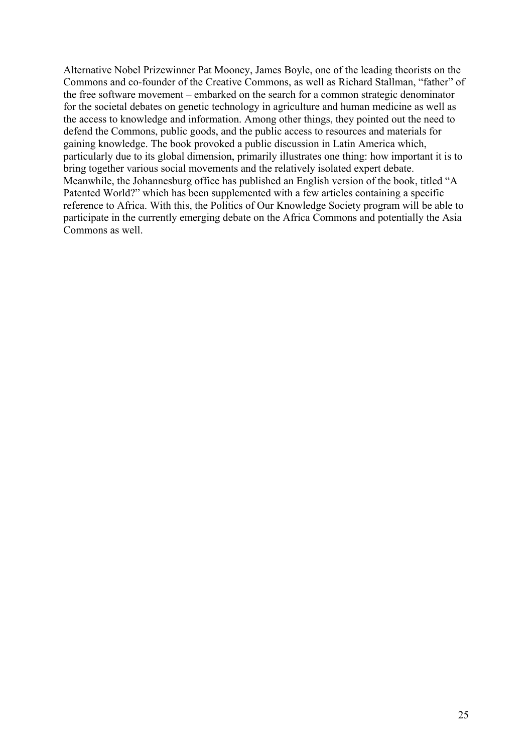Alternative Nobel Prizewinner Pat Mooney, James Boyle, one of the leading theorists on the Commons and co-founder of the Creative Commons, as well as Richard Stallman, "father" of the free software movement – embarked on the search for a common strategic denominator for the societal debates on genetic technology in agriculture and human medicine as well as the access to knowledge and information. Among other things, they pointed out the need to defend the Commons, public goods, and the public access to resources and materials for gaining knowledge. The book provoked a public discussion in Latin America which, particularly due to its global dimension, primarily illustrates one thing: how important it is to bring together various social movements and the relatively isolated expert debate. Meanwhile, the Johannesburg office has published an English version of the book, titled "A Patented World?" which has been supplemented with a few articles containing a specific reference to Africa. With this, the Politics of Our Knowledge Society program will be able to participate in the currently emerging debate on the Africa Commons and potentially the Asia Commons as well.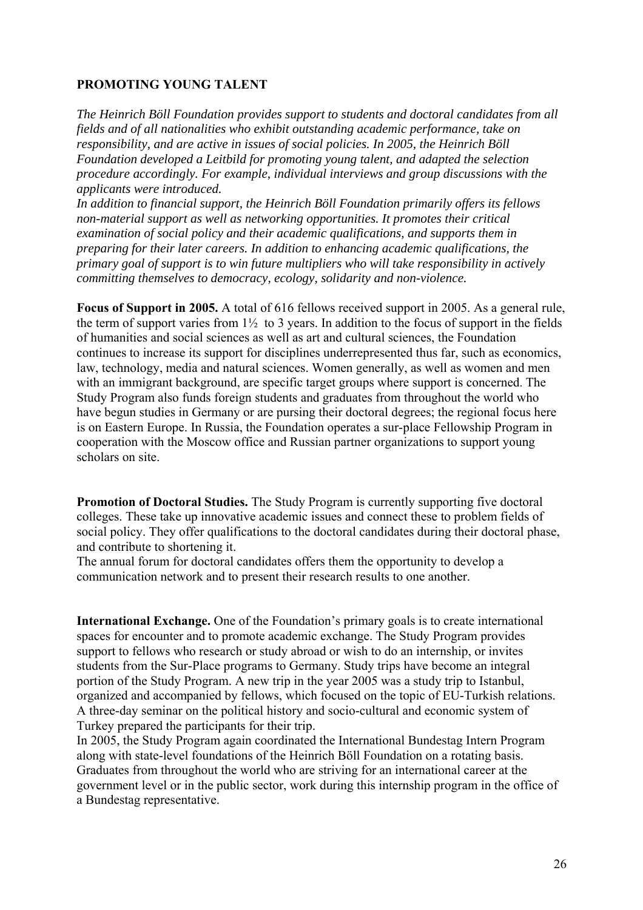## PROMOTING YOUNG TALENT

*The Heinrich Böll Foundation provides support to students and doctoral candidates from all fields and of all nationalities who exhibit outstanding academic performance, take on responsibility, and are active in issues of social policies. In 2005, the Heinrich Böll Foundation developed a Leitbild for promoting young talent, and adapted the selection procedure accordingly. For example, individual interviews and group discussions with the applicants were introduced.*

*In addition to financial support, the Heinrich Böll Foundation primarily offers its fellows non-material support as well as networking opportunities. It promotes their critical examination of social policy and their academic qualifications, and supports them in preparing for their later careers. In addition to enhancing academic qualifications, the primary goal of support is to win future multipliers who will take responsibility in actively committing themselves to democracy, ecology, solidarity and non-violence.*

**Focus of Support in 2005.** A total of 616 fellows received support in 2005. As a general rule, the term of support varies from 1½ to 3 years. In addition to the focus of support in the fields of humanities and social sciences as well as art and cultural sciences, the Foundation continues to increase its support for disciplines underrepresented thus far, such as economics, law, technology, media and natural sciences. Women generally, as well as women and men with an immigrant background, are specific target groups where support is concerned. The Study Program also funds foreign students and graduates from throughout the world who have begun studies in Germany or are pursing their doctoral degrees; the regional focus here is on Eastern Europe. In Russia, the Foundation operates a sur-place Fellowship Program in cooperation with the Moscow office and Russian partner organizations to support young scholars on site.

**Promotion of Doctoral Studies.** The Study Program is currently supporting five doctoral colleges. These take up innovative academic issues and connect these to problem fields of social policy. They offer qualifications to the doctoral candidates during their doctoral phase, and contribute to shortening it.

The annual forum for doctoral candidates offers them the opportunity to develop a communication network and to present their research results to one another.

**International Exchange.** One of the Foundation's primary goals is to create international spaces for encounter and to promote academic exchange. The Study Program provides support to fellows who research or study abroad or wish to do an internship, or invites students from the Sur-Place programs to Germany. Study trips have become an integral portion of the Study Program. A new trip in the year 2005 was a study trip to Istanbul, organized and accompanied by fellows, which focused on the topic of EU-Turkish relations. A three-day seminar on the political history and socio-cultural and economic system of Turkey prepared the participants for their trip.

In 2005, the Study Program again coordinated the International Bundestag Intern Program along with state-level foundations of the Heinrich Böll Foundation on a rotating basis. Graduates from throughout the world who are striving for an international career at the government level or in the public sector, work during this internship program in the office of a Bundestag representative.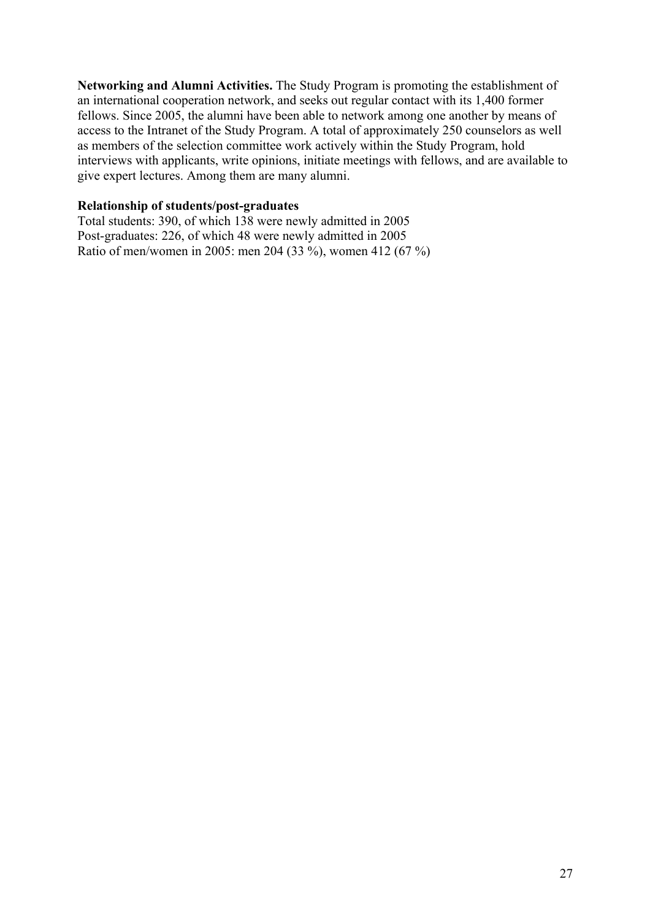**Networking and Alumni Activities.** The Study Program is promoting the establishment of an international cooperation network, and seeks out regular contact with its 1,400 former fellows. Since 2005, the alumni have been able to network among one another by means of access to the Intranet of the Study Program. A total of approximately 250 counselors as well as members of the selection committee work actively within the Study Program, hold interviews with applicants, write opinions, initiate meetings with fellows, and are available to give expert lectures. Among them are many alumni.

**Relationship of students/post-graduates**

Total students: 390, of which 138 were newly admitted in 2005
Post-graduates: 226, of which 48 were newly admitted in 2005
Ratio of men/women in 2005: men 204 (33 %), women 412 (67 %)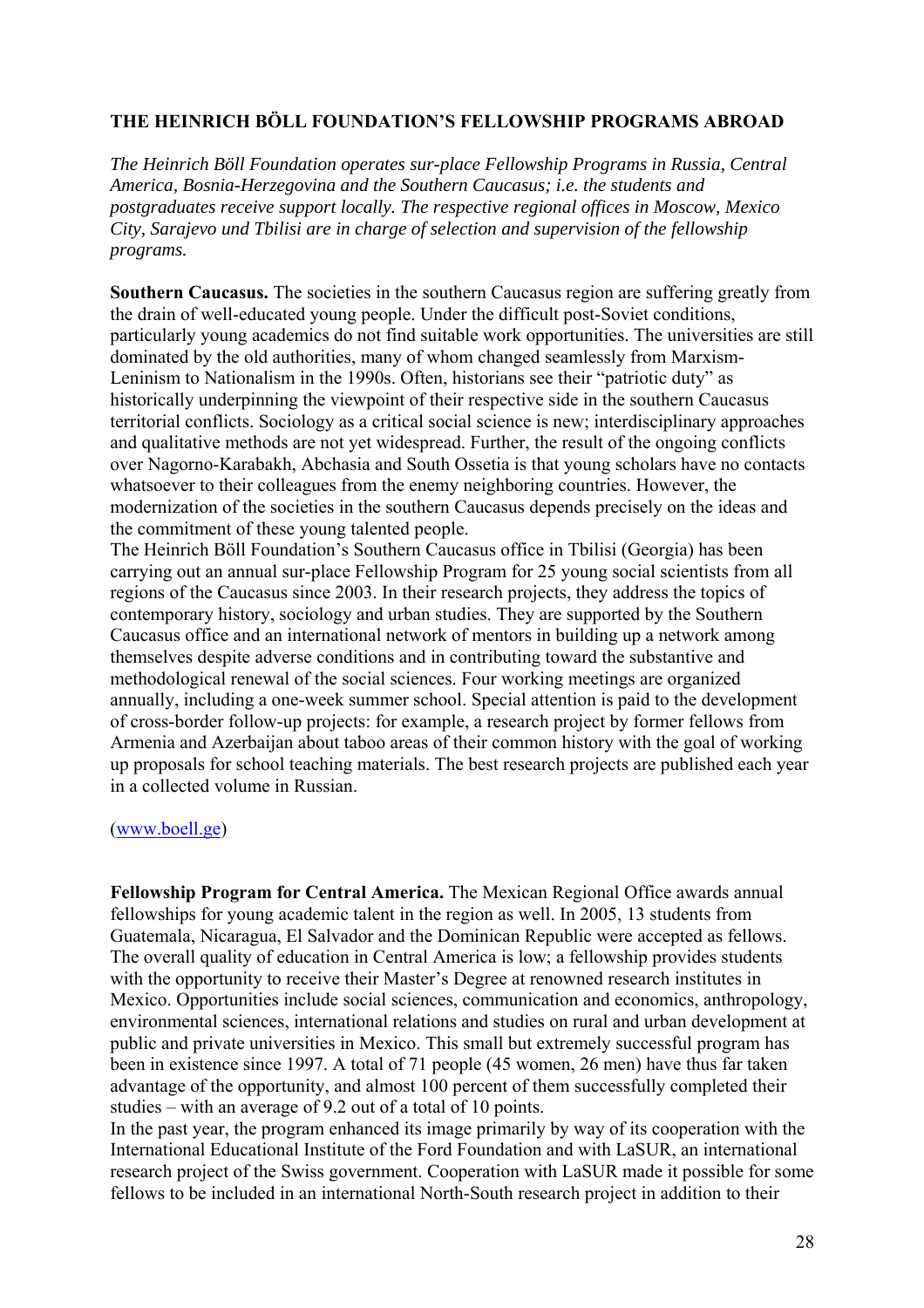## THE HEINRICH BÖLL FOUNDATION'S FELLOWSHIP PROGRAMS ABROAD

*The Heinrich Böll Foundation operates sur-place Fellowship Programs in Russia, Central America, Bosnia-Herzegovina and the Southern Caucasus; i.e. the students and postgraduates receive support locally. The respective regional offices in Moscow, Mexico City, Sarajevo und Tbilisi are in charge of selection and supervision of the fellowship programs.*

**Southern Caucasus.** The societies in the southern Caucasus region are suffering greatly from the drain of well-educated young people. Under the difficult post-Soviet conditions, particularly young academics do not find suitable work opportunities. The universities are still dominated by the old authorities, many of whom changed seamlessly from Marxism-Leninism to Nationalism in the 1990s. Often, historians see their "patriotic duty" as historically underpinning the viewpoint of their respective side in the southern Caucasus territorial conflicts. Sociology as a critical social science is new; interdisciplinary approaches and qualitative methods are not yet widespread. Further, the result of the ongoing conflicts over Nagorno-Karabakh, Abchasia and South Ossetia is that young scholars have no contacts whatsoever to their colleagues from the enemy neighboring countries. However, the modernization of the societies in the southern Caucasus depends precisely on the ideas and the commitment of these young talented people.
The Heinrich Böll Foundation's Southern Caucasus office in Tbilisi (Georgia) has been carrying out an annual sur-place Fellowship Program for 25 young social scientists from all regions of the Caucasus since 2003. In their research projects, they address the topics of contemporary history, sociology and urban studies. They are supported by the Southern Caucasus office and an international network of mentors in building up a network among themselves despite adverse conditions and in contributing toward the substantive and methodological renewal of the social sciences. Four working meetings are organized annually, including a one-week summer school. Special attention is paid to the development of cross-border follow-up projects: for example, a research project by former fellows from Armenia and Azerbaijan about taboo areas of their common history with the goal of working up proposals for school teaching materials. The best research projects are published each year in a collected volume in Russian.

(www.boell.ge)

**Fellowship Program for Central America.** The Mexican Regional Office awards annual fellowships for young academic talent in the region as well. In 2005, 13 students from Guatemala, Nicaragua, El Salvador and the Dominican Republic were accepted as fellows. The overall quality of education in Central America is low; a fellowship provides students with the opportunity to receive their Master's Degree at renowned research institutes in Mexico. Opportunities include social sciences, communication and economics, anthropology, environmental sciences, international relations and studies on rural and urban development at public and private universities in Mexico. This small but extremely successful program has been in existence since 1997. A total of 71 people (45 women, 26 men) have thus far taken advantage of the opportunity, and almost 100 percent of them successfully completed their studies – with an average of 9.2 out of a total of 10 points.
In the past year, the program enhanced its image primarily by way of its cooperation with the International Educational Institute of the Ford Foundation and with LaSUR, an international research project of the Swiss government. Cooperation with LaSUR made it possible for some fellows to be included in an international North-South research project in addition to their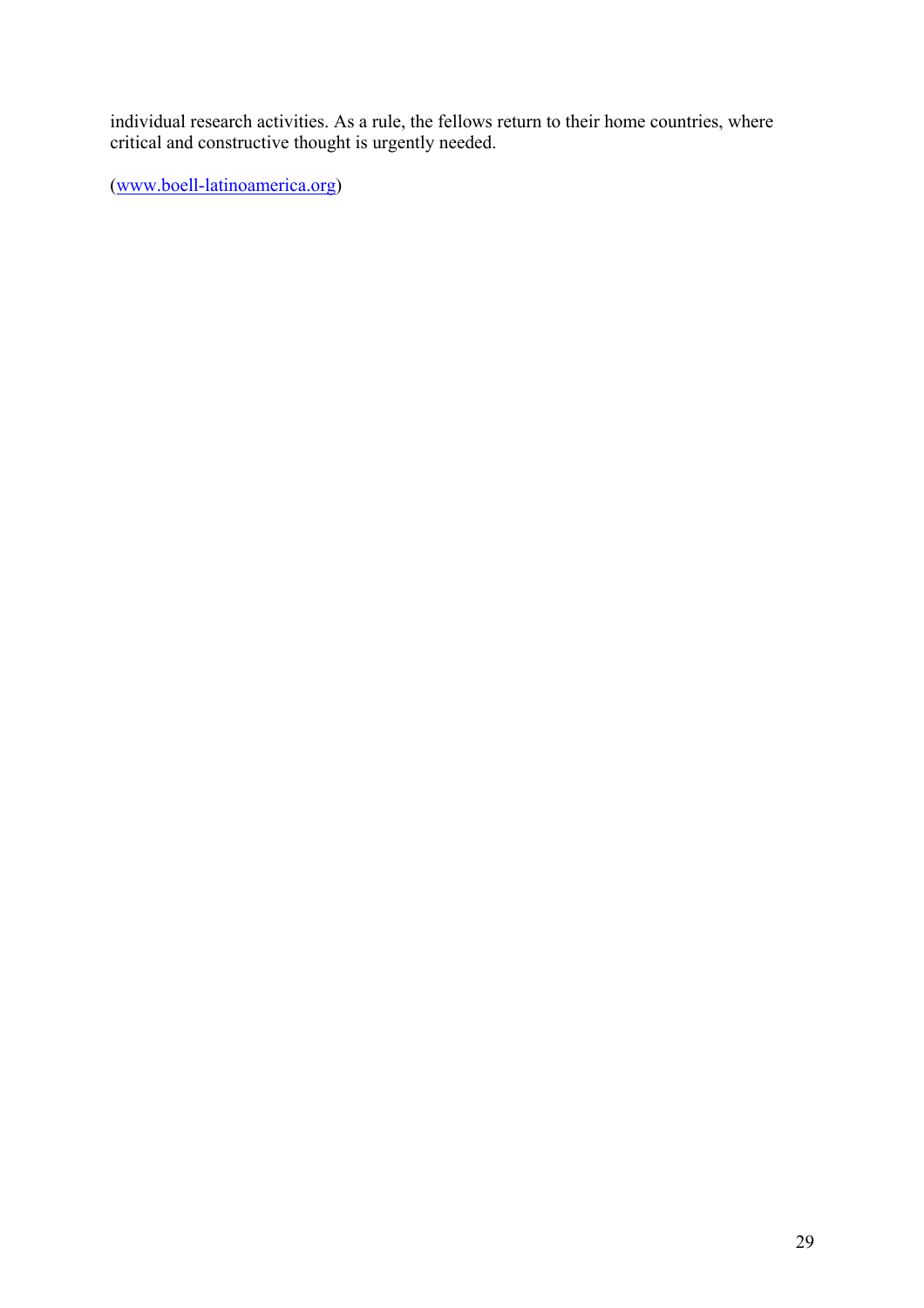individual research activities. As a rule, the fellows return to their home countries, where critical and constructive thought is urgently needed.

(www.boell-latinoamerica.org)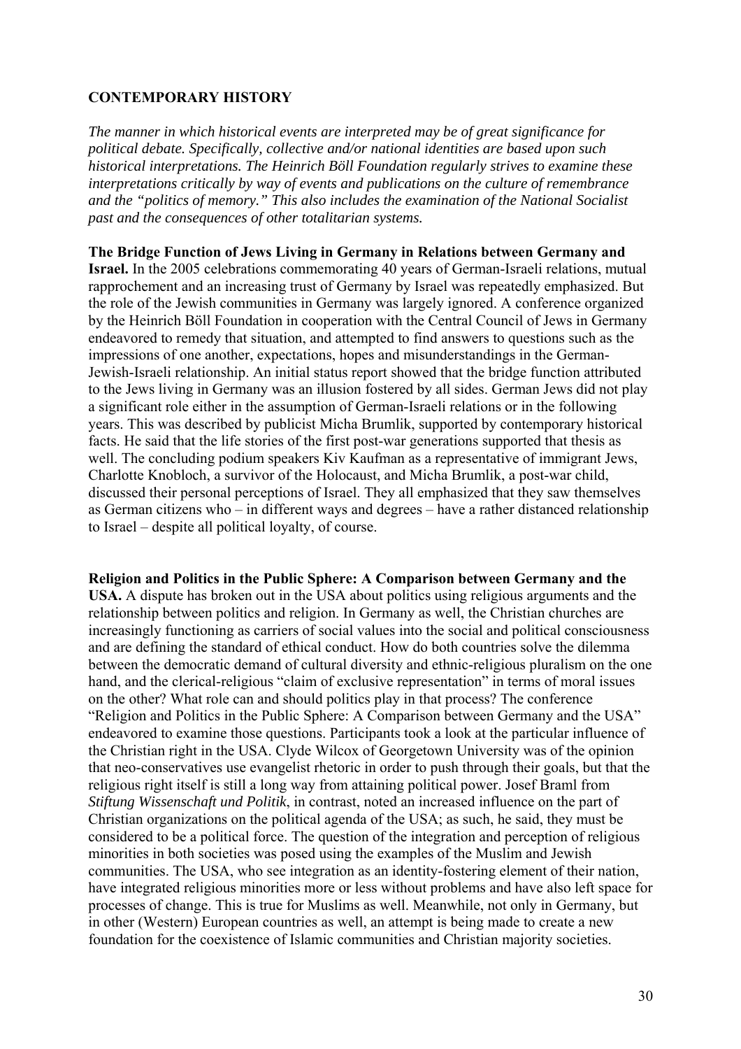## CONTEMPORARY HISTORY

*The manner in which historical events are interpreted may be of great significance for political debate. Specifically, collective and/or national identities are based upon such historical interpretations. The Heinrich Böll Foundation regularly strives to examine these interpretations critically by way of events and publications on the culture of remembrance and the "politics of memory." This also includes the examination of the National Socialist past and the consequences of other totalitarian systems.*

**The Bridge Function of Jews Living in Germany in Relations between Germany and Israel.** In the 2005 celebrations commemorating 40 years of German-Israeli relations, mutual rapprochement and an increasing trust of Germany by Israel was repeatedly emphasized. But the role of the Jewish communities in Germany was largely ignored. A conference organized by the Heinrich Böll Foundation in cooperation with the Central Council of Jews in Germany endeavored to remedy that situation, and attempted to find answers to questions such as the impressions of one another, expectations, hopes and misunderstandings in the German-Jewish-Israeli relationship. An initial status report showed that the bridge function attributed to the Jews living in Germany was an illusion fostered by all sides. German Jews did not play a significant role either in the assumption of German-Israeli relations or in the following years. This was described by publicist Micha Brumlik, supported by contemporary historical facts. He said that the life stories of the first post-war generations supported that thesis as well. The concluding podium speakers Kiv Kaufman as a representative of immigrant Jews, Charlotte Knobloch, a survivor of the Holocaust, and Micha Brumlik, a post-war child, discussed their personal perceptions of Israel. They all emphasized that they saw themselves as German citizens who – in different ways and degrees – have a rather distanced relationship to Israel – despite all political loyalty, of course.

**Religion and Politics in the Public Sphere: A Comparison between Germany and the USA.** A dispute has broken out in the USA about politics using religious arguments and the relationship between politics and religion. In Germany as well, the Christian churches are increasingly functioning as carriers of social values into the social and political consciousness and are defining the standard of ethical conduct. How do both countries solve the dilemma between the democratic demand of cultural diversity and ethnic-religious pluralism on the one hand, and the clerical-religious "claim of exclusive representation" in terms of moral issues on the other? What role can and should politics play in that process? The conference "Religion and Politics in the Public Sphere: A Comparison between Germany and the USA" endeavored to examine those questions. Participants took a look at the particular influence of the Christian right in the USA. Clyde Wilcox of Georgetown University was of the opinion that neo-conservatives use evangelist rhetoric in order to push through their goals, but that the religious right itself is still a long way from attaining political power. Josef Braml from *Stiftung Wissenschaft und Politik*, in contrast, noted an increased influence on the part of Christian organizations on the political agenda of the USA; as such, he said, they must be considered to be a political force. The question of the integration and perception of religious minorities in both societies was posed using the examples of the Muslim and Jewish communities. The USA, who see integration as an identity-fostering element of their nation, have integrated religious minorities more or less without problems and have also left space for processes of change. This is true for Muslims as well. Meanwhile, not only in Germany, but in other (Western) European countries as well, an attempt is being made to create a new foundation for the coexistence of Islamic communities and Christian majority societies.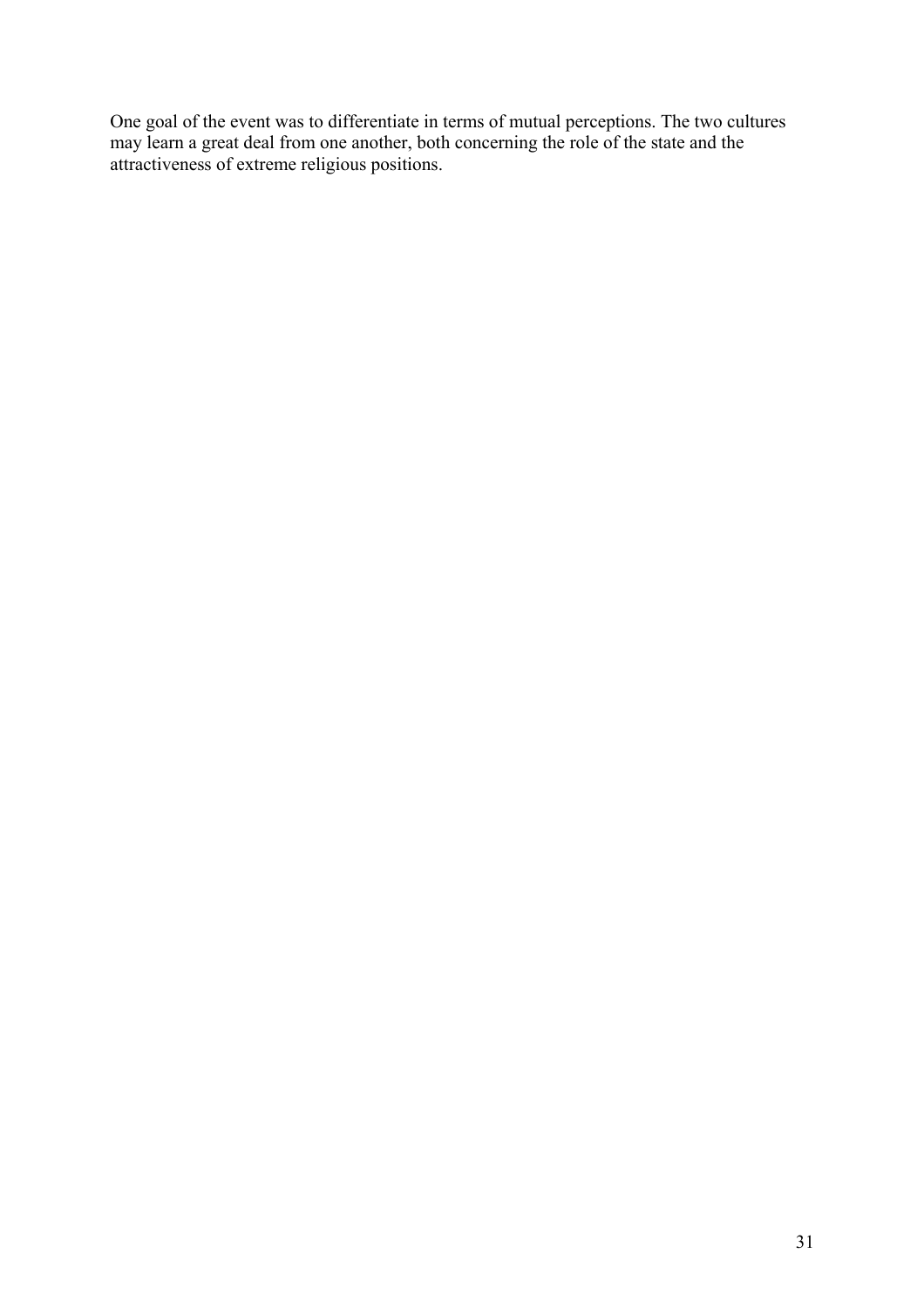One goal of the event was to differentiate in terms of mutual perceptions. The two cultures may learn a great deal from one another, both concerning the role of the state and the attractiveness of extreme religious positions.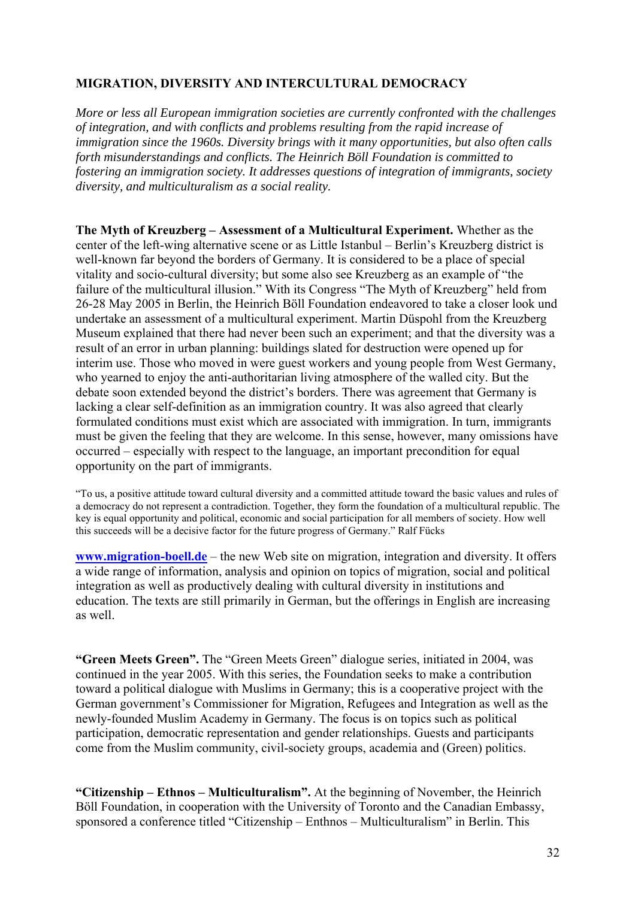## MIGRATION, DIVERSITY AND INTERCULTURAL DEMOCRACY

*More or less all European immigration societies are currently confronted with the challenges of integration, and with conflicts and problems resulting from the rapid increase of immigration since the 1960s. Diversity brings with it many opportunities, but also often calls forth misunderstandings and conflicts. The Heinrich Böll Foundation is committed to fostering an immigration society. It addresses questions of integration of immigrants, society diversity, and multiculturalism as a social reality.*

**The Myth of Kreuzberg – Assessment of a Multicultural Experiment.** Whether as the center of the left-wing alternative scene or as Little Istanbul – Berlin's Kreuzberg district is well-known far beyond the borders of Germany. It is considered to be a place of special vitality and socio-cultural diversity; but some also see Kreuzberg as an example of "the failure of the multicultural illusion." With its Congress "The Myth of Kreuzberg" held from 26-28 May 2005 in Berlin, the Heinrich Böll Foundation endeavored to take a closer look und undertake an assessment of a multicultural experiment. Martin Düspohl from the Kreuzberg Museum explained that there had never been such an experiment; and that the diversity was a result of an error in urban planning: buildings slated for destruction were opened up for interim use. Those who moved in were guest workers and young people from West Germany, who yearned to enjoy the anti-authoritarian living atmosphere of the walled city. But the debate soon extended beyond the district's borders. There was agreement that Germany is lacking a clear self-definition as an immigration country. It was also agreed that clearly formulated conditions must exist which are associated with immigration. In turn, immigrants must be given the feeling that they are welcome. In this sense, however, many omissions have occurred – especially with respect to the language, an important precondition for equal opportunity on the part of immigrants.

"To us, a positive attitude toward cultural diversity and a committed attitude toward the basic values and rules of a democracy do not represent a contradiction. Together, they form the foundation of a multicultural republic. The key is equal opportunity and political, economic and social participation for all members of society. How well this succeeds will be a decisive factor for the future progress of Germany." Ralf Fücks

**www.migration-boell.de** – the new Web site on migration, integration and diversity. It offers a wide range of information, analysis and opinion on topics of migration, social and political integration as well as productively dealing with cultural diversity in institutions and education. The texts are still primarily in German, but the offerings in English are increasing as well.

**"Green Meets Green".** The "Green Meets Green" dialogue series, initiated in 2004, was continued in the year 2005. With this series, the Foundation seeks to make a contribution toward a political dialogue with Muslims in Germany; this is a cooperative project with the German government's Commissioner for Migration, Refugees and Integration as well as the newly-founded Muslim Academy in Germany. The focus is on topics such as political participation, democratic representation and gender relationships. Guests and participants come from the Muslim community, civil-society groups, academia and (Green) politics.

**"Citizenship – Ethnos – Multiculturalism".** At the beginning of November, the Heinrich Böll Foundation, in cooperation with the University of Toronto and the Canadian Embassy, sponsored a conference titled "Citizenship – Enthnos – Multiculturalism" in Berlin. This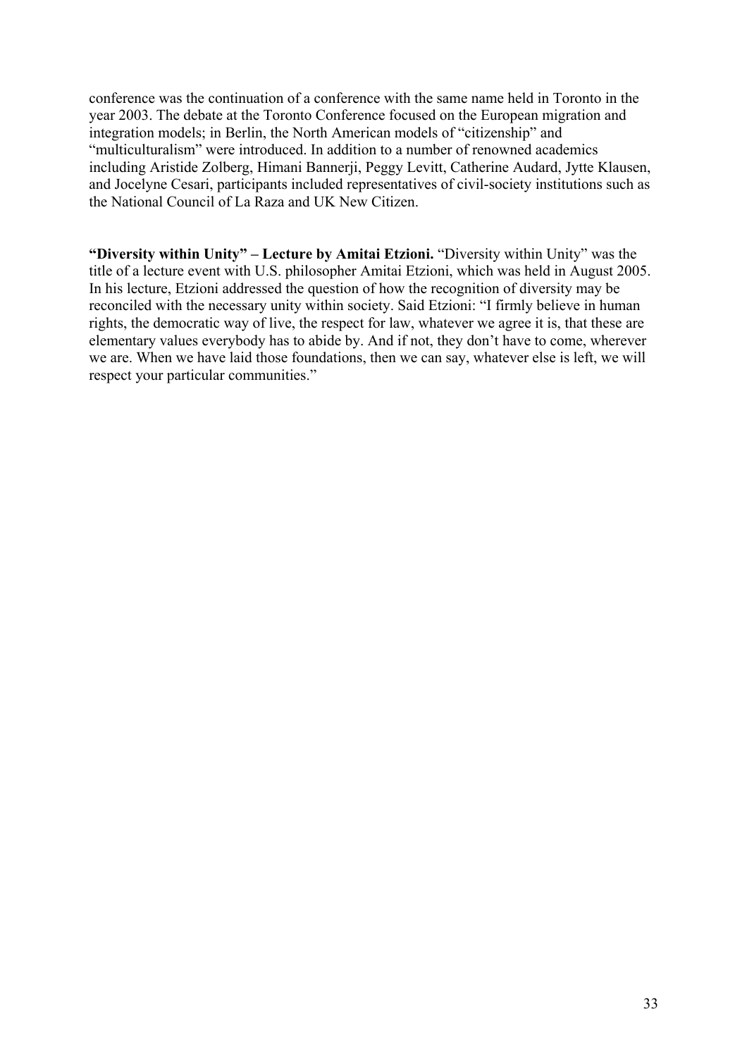conference was the continuation of a conference with the same name held in Toronto in the year 2003. The debate at the Toronto Conference focused on the European migration and integration models; in Berlin, the North American models of "citizenship" and "multiculturalism" were introduced. In addition to a number of renowned academics including Aristide Zolberg, Himani Bannerji, Peggy Levitt, Catherine Audard, Jytte Klausen, and Jocelyne Cesari, participants included representatives of civil-society institutions such as the National Council of La Raza and UK New Citizen.

**"Diversity within Unity" – Lecture by Amitai Etzioni.** "Diversity within Unity" was the title of a lecture event with U.S. philosopher Amitai Etzioni, which was held in August 2005. In his lecture, Etzioni addressed the question of how the recognition of diversity may be reconciled with the necessary unity within society. Said Etzioni: "I firmly believe in human rights, the democratic way of live, the respect for law, whatever we agree it is, that these are elementary values everybody has to abide by. And if not, they don't have to come, wherever we are. When we have laid those foundations, then we can say, whatever else is left, we will respect your particular communities."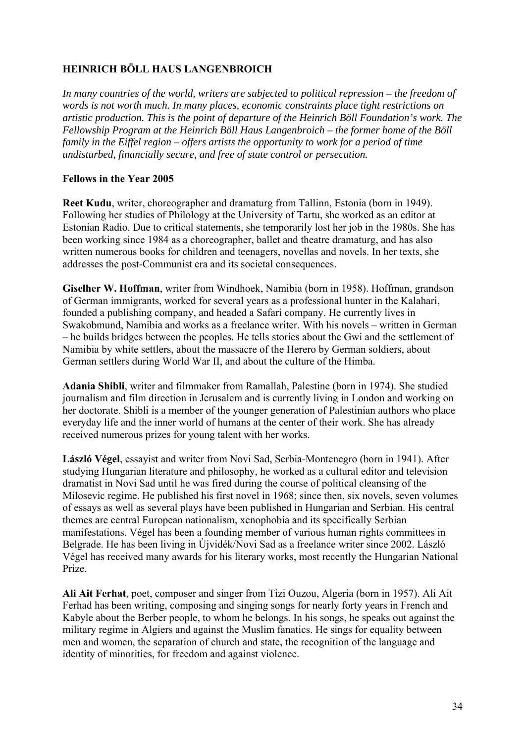## HEINRICH BÖLL HAUS LANGENBROICH

*In many countries of the world, writers are subjected to political repression – the freedom of words is not worth much. In many places, economic constraints place tight restrictions on artistic production. This is the point of departure of the Heinrich Böll Foundation's work. The Fellowship Program at the Heinrich Böll Haus Langenbroich – the former home of the Böll family in the Eiffel region – offers artists the opportunity to work for a period of time undisturbed, financially secure, and free of state control or persecution.*

### Fellows in the Year 2005

**Reet Kudu**, writer, choreographer and dramaturg from Tallinn, Estonia (born in 1949). Following her studies of Philology at the University of Tartu, she worked as an editor at Estonian Radio. Due to critical statements, she temporarily lost her job in the 1980s. She has been working since 1984 as a choreographer, ballet and theatre dramaturg, and has also written numerous books for children and teenagers, novellas and novels. In her texts, she addresses the post-Communist era and its societal consequences.

**Giselher W. Hoffman**, writer from Windhoek, Namibia (born in 1958). Hoffman, grandson of German immigrants, worked for several years as a professional hunter in the Kalahari, founded a publishing company, and headed a Safari company. He currently lives in Swakobmund, Namibia and works as a freelance writer. With his novels – written in German – he builds bridges between the peoples. He tells stories about the Gwi and the settlement of Namibia by white settlers, about the massacre of the Herero by German soldiers, about German settlers during World War II, and about the culture of the Himba.

**Adania Shibli**, writer and filmmaker from Ramallah, Palestine (born in 1974). She studied journalism and film direction in Jerusalem and is currently living in London and working on her doctorate. Shibli is a member of the younger generation of Palestinian authors who place everyday life and the inner world of humans at the center of their work. She has already received numerous prizes for young talent with her works.

**László Végel**, essayist and writer from Novi Sad, Serbia-Montenegro (born in 1941). After studying Hungarian literature and philosophy, he worked as a cultural editor and television dramatist in Novi Sad until he was fired during the course of political cleansing of the Milosevic regime. He published his first novel in 1968; since then, six novels, seven volumes of essays as well as several plays have been published in Hungarian and Serbian. His central themes are central European nationalism, xenophobia and its specifically Serbian manifestations. Végel has been a founding member of various human rights committees in Belgrade. He has been living in Ùjvidék/Novi Sad as a freelance writer since 2002. László Végel has received many awards for his literary works, most recently the Hungarian National Prize.

**Ali Ait Ferhat**, poet, composer and singer from Tizi Ouzou, Algeria (born in 1957). Ali Ait Ferhad has been writing, composing and singing songs for nearly forty years in French and Kabyle about the Berber people, to whom he belongs. In his songs, he speaks out against the military regime in Algiers and against the Muslim fanatics. He sings for equality between men and women, the separation of church and state, the recognition of the language and identity of minorities, for freedom and against violence.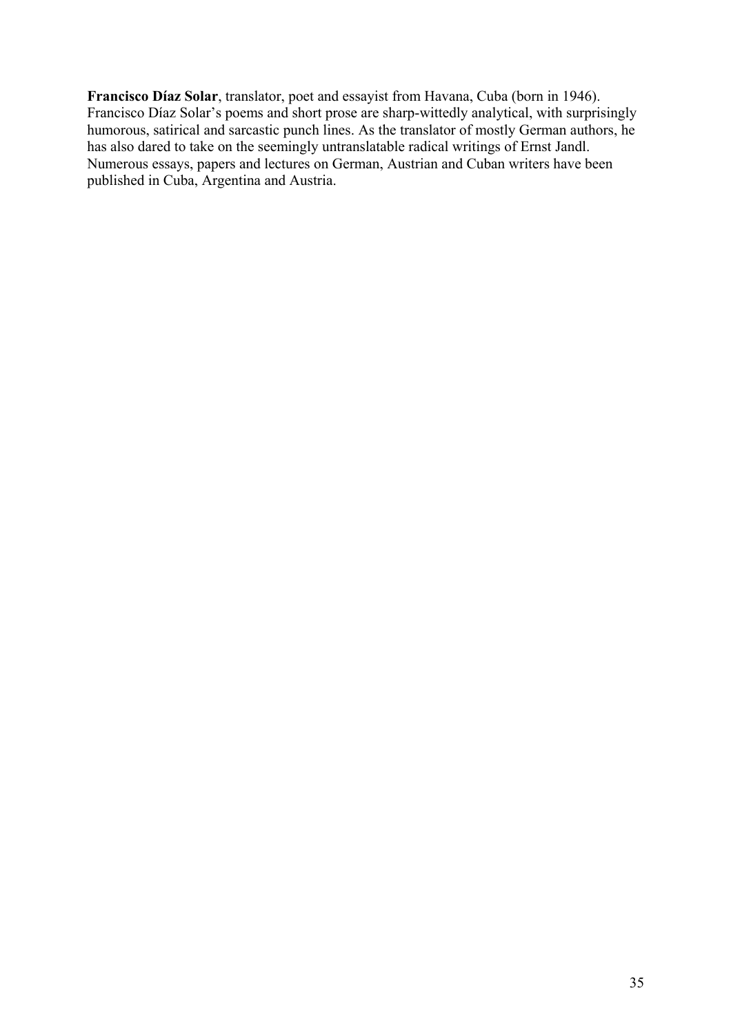**Francisco Díaz Solar**, translator, poet and essayist from Havana, Cuba (born in 1946). Francisco Díaz Solar's poems and short prose are sharp-wittedly analytical, with surprisingly humorous, satirical and sarcastic punch lines. As the translator of mostly German authors, he has also dared to take on the seemingly untranslatable radical writings of Ernst Jandl. Numerous essays, papers and lectures on German, Austrian and Cuban writers have been published in Cuba, Argentina and Austria.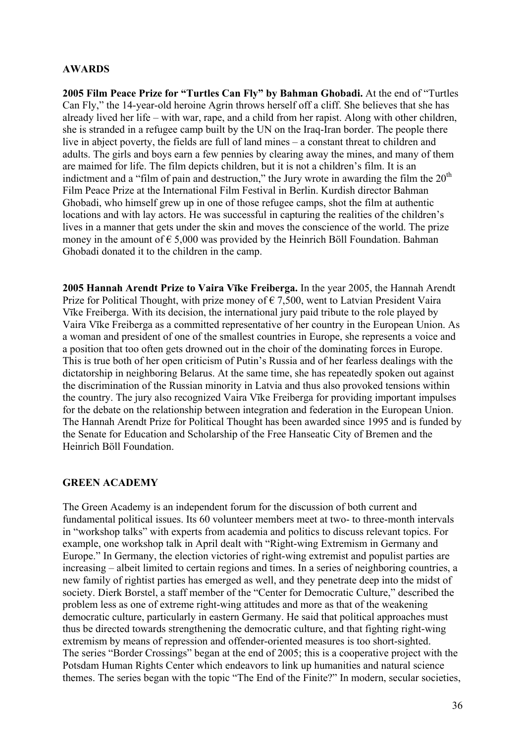## AWARDS

**2005 Film Peace Prize for "Turtles Can Fly" by Bahman Ghobadi.** At the end of "Turtles Can Fly," the 14-year-old heroine Agrin throws herself off a cliff. She believes that she has already lived her life – with war, rape, and a child from her rapist. Along with other children, she is stranded in a refugee camp built by the UN on the Iraq-Iran border. The people there live in abject poverty, the fields are full of land mines – a constant threat to children and adults. The girls and boys earn a few pennies by clearing away the mines, and many of them are maimed for life. The film depicts children, but it is not a children's film. It is an indictment and a "film of pain and destruction," the Jury wrote in awarding the film the 20th Film Peace Prize at the International Film Festival in Berlin. Kurdish director Bahman Ghobadi, who himself grew up in one of those refugee camps, shot the film at authentic locations and with lay actors. He was successful in capturing the realities of the children's lives in a manner that gets under the skin and moves the conscience of the world. The prize money in the amount of € 5,000 was provided by the Heinrich Böll Foundation. Bahman Ghobadi donated it to the children in the camp.

**2005 Hannah Arendt Prize to Vaira Vīke Freiberga.** In the year 2005, the Hannah Arendt Prize for Political Thought, with prize money of € 7,500, went to Latvian President Vaira Vīke Freiberga. With its decision, the international jury paid tribute to the role played by Vaira Vīke Freiberga as a committed representative of her country in the European Union. As a woman and president of one of the smallest countries in Europe, she represents a voice and a position that too often gets drowned out in the choir of the dominating forces in Europe. This is true both of her open criticism of Putin's Russia and of her fearless dealings with the dictatorship in neighboring Belarus. At the same time, she has repeatedly spoken out against the discrimination of the Russian minority in Latvia and thus also provoked tensions within the country. The jury also recognized Vaira Vīke Freiberga for providing important impulses for the debate on the relationship between integration and federation in the European Union. The Hannah Arendt Prize for Political Thought has been awarded since 1995 and is funded by the Senate for Education and Scholarship of the Free Hanseatic City of Bremen and the Heinrich Böll Foundation.

## GREEN ACADEMY

The Green Academy is an independent forum for the discussion of both current and fundamental political issues. Its 60 volunteer members meet at two- to three-month intervals in "workshop talks" with experts from academia and politics to discuss relevant topics. For example, one workshop talk in April dealt with "Right-wing Extremism in Germany and Europe." In Germany, the election victories of right-wing extremist and populist parties are increasing – albeit limited to certain regions and times. In a series of neighboring countries, a new family of rightist parties has emerged as well, and they penetrate deep into the midst of society. Dierk Borstel, a staff member of the "Center for Democratic Culture," described the problem less as one of extreme right-wing attitudes and more as that of the weakening democratic culture, particularly in eastern Germany. He said that political approaches must thus be directed towards strengthening the democratic culture, and that fighting right-wing extremism by means of repression and offender-oriented measures is too short-sighted.
The series "Border Crossings" began at the end of 2005; this is a cooperative project with the Potsdam Human Rights Center which endeavors to link up humanities and natural science themes. The series began with the topic "The End of the Finite?" In modern, secular societies,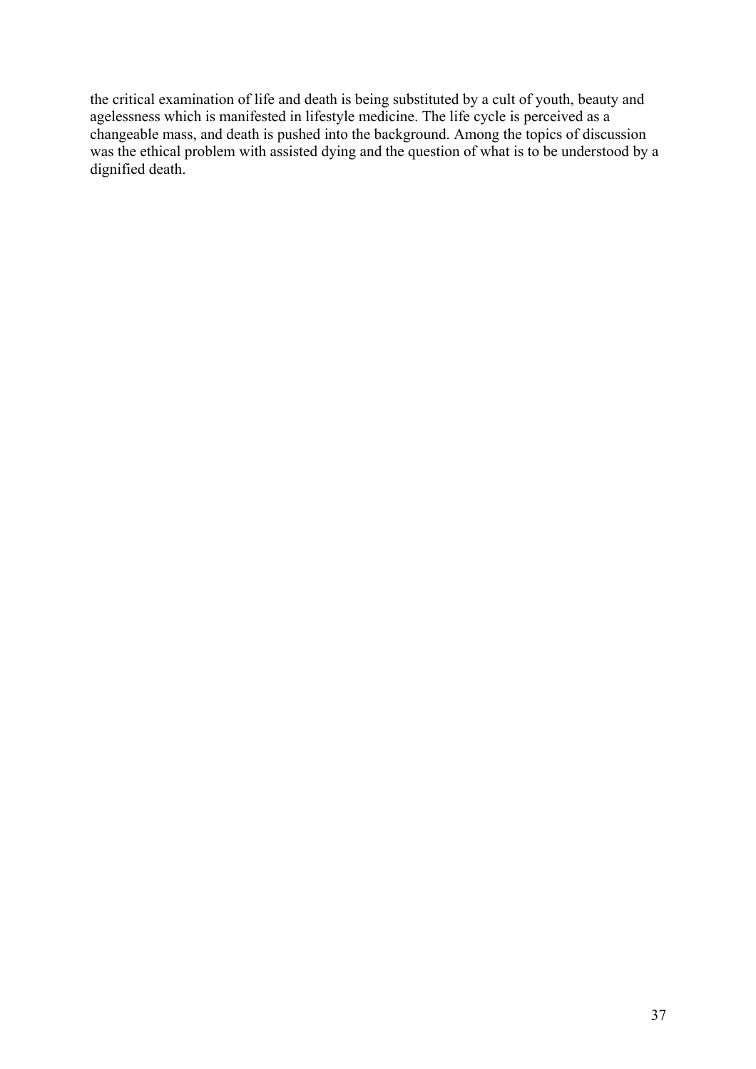the critical examination of life and death is being substituted by a cult of youth, beauty and agelessness which is manifested in lifestyle medicine. The life cycle is perceived as a changeable mass, and death is pushed into the background. Among the topics of discussion was the ethical problem with assisted dying and the question of what is to be understood by a dignified death.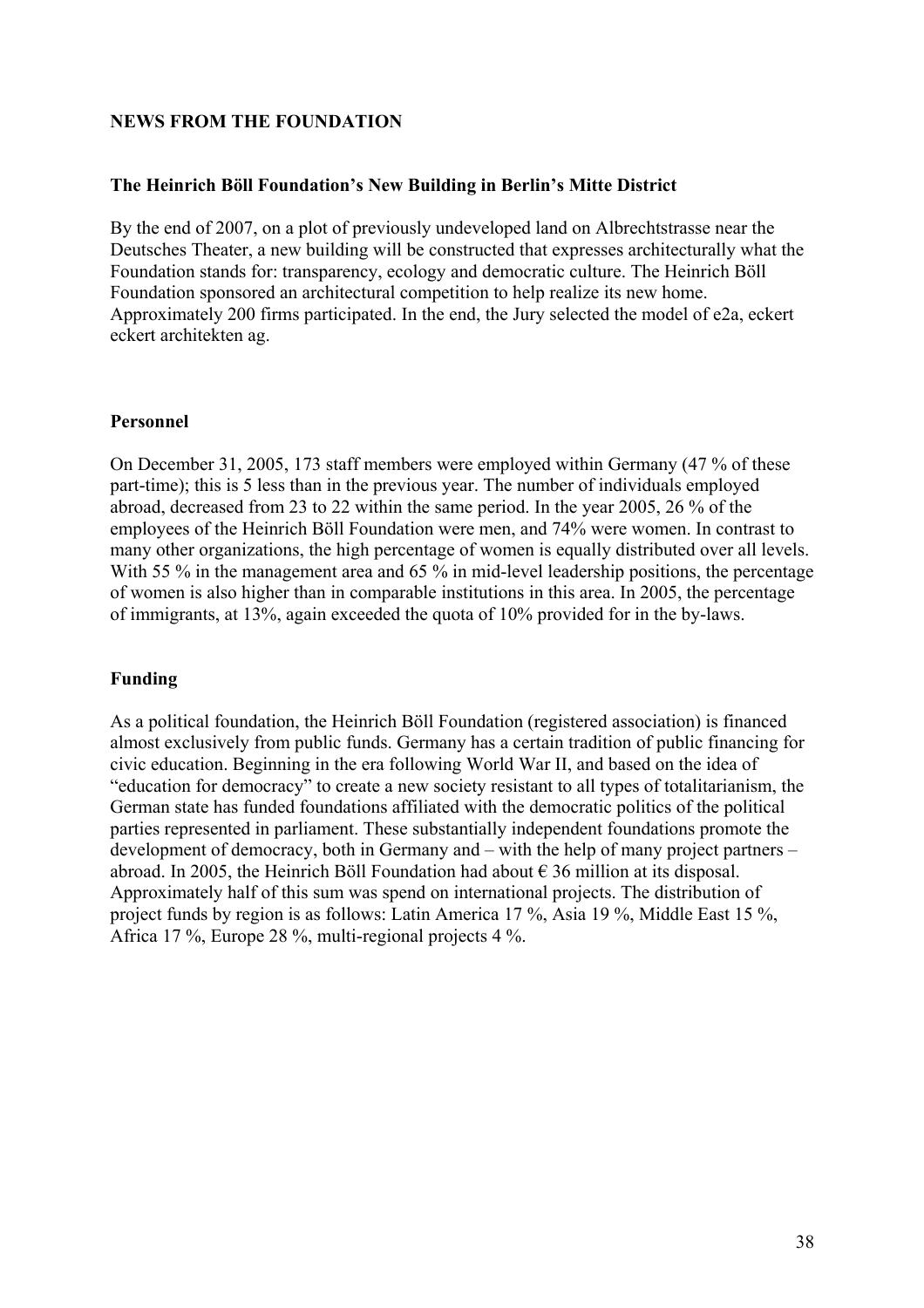## NEWS FROM THE FOUNDATION

### The Heinrich Böll Foundation's New Building in Berlin's Mitte District

By the end of 2007, on a plot of previously undeveloped land on Albrechtstrasse near the Deutsches Theater, a new building will be constructed that expresses architecturally what the Foundation stands for: transparency, ecology and democratic culture. The Heinrich Böll Foundation sponsored an architectural competition to help realize its new home. Approximately 200 firms participated. In the end, the Jury selected the model of e2a, eckert eckert architekten ag.

### Personnel

On December 31, 2005, 173 staff members were employed within Germany (47 % of these part-time); this is 5 less than in the previous year. The number of individuals employed abroad, decreased from 23 to 22 within the same period. In the year 2005, 26 % of the employees of the Heinrich Böll Foundation were men, and 74% were women. In contrast to many other organizations, the high percentage of women is equally distributed over all levels. With 55 % in the management area and 65 % in mid-level leadership positions, the percentage of women is also higher than in comparable institutions in this area. In 2005, the percentage of immigrants, at 13%, again exceeded the quota of 10% provided for in the by-laws.

### Funding

As a political foundation, the Heinrich Böll Foundation (registered association) is financed almost exclusively from public funds. Germany has a certain tradition of public financing for civic education. Beginning in the era following World War II, and based on the idea of "education for democracy" to create a new society resistant to all types of totalitarianism, the German state has funded foundations affiliated with the democratic politics of the political parties represented in parliament. These substantially independent foundations promote the development of democracy, both in Germany and – with the help of many project partners – abroad. In 2005, the Heinrich Böll Foundation had about € 36 million at its disposal. Approximately half of this sum was spend on international projects. The distribution of project funds by region is as follows: Latin America 17 %, Asia 19 %, Middle East 15 %, Africa 17 %, Europe 28 %, multi-regional projects 4 %.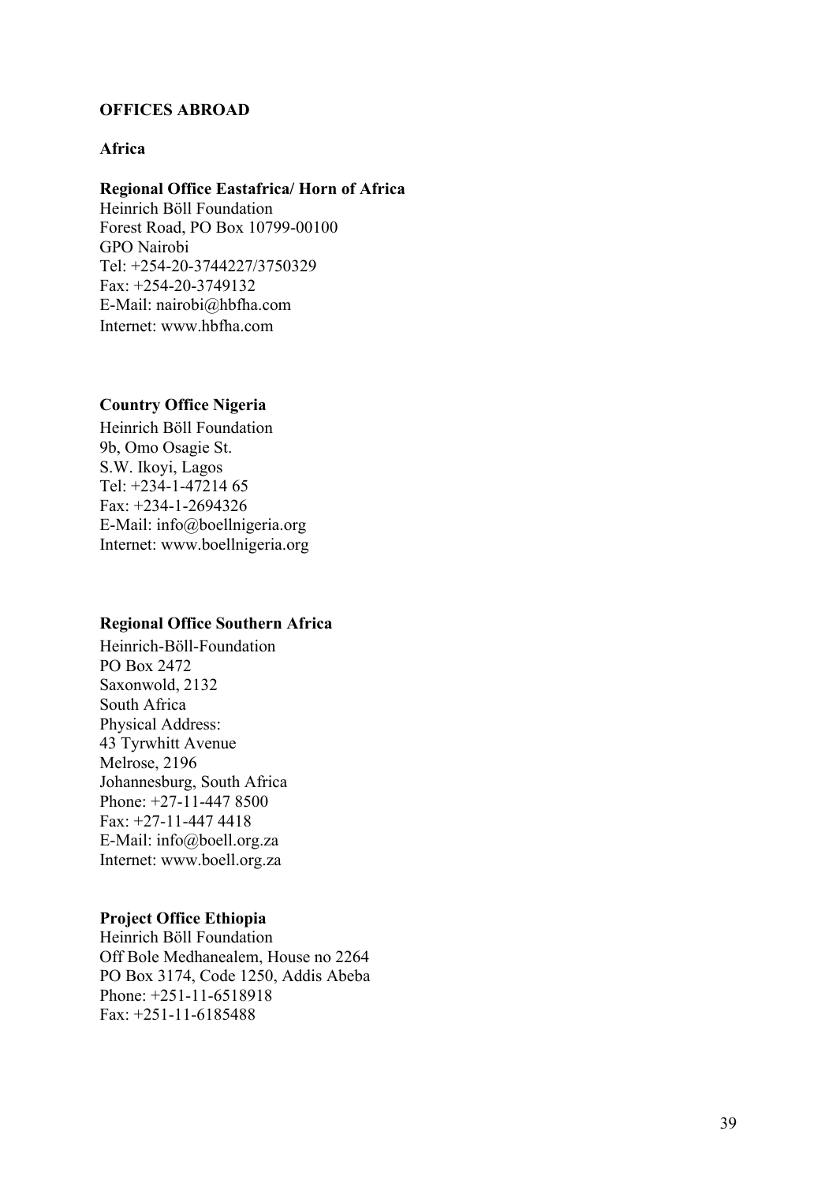## OFFICES ABROAD

### Africa

**Regional Office Eastafrica/ Horn of Africa**
Heinrich Böll Foundation
Forest Road, PO Box 10799-00100
GPO Nairobi
Tel: +254-20-3744227/3750329
Fax: +254-20-3749132
E-Mail: nairobi@hbfha.com
Internet: www.hbfha.com

**Country Office Nigeria**
Heinrich Böll Foundation
9b, Omo Osagie St.
S.W. Ikoyi, Lagos
Tel: +234-1-47214 65
Fax: +234-1-2694326
E-Mail: info@boellnigeria.org
Internet: www.boellnigeria.org

**Regional Office Southern Africa**
Heinrich-Böll-Foundation
PO Box 2472
Saxonwold, 2132
South Africa
Physical Address:
43 Tyrwhitt Avenue
Melrose, 2196
Johannesburg, South Africa
Phone: +27-11-447 8500
Fax: +27-11-447 4418
E-Mail: info@boell.org.za
Internet: www.boell.org.za

**Project Office Ethiopia**
Heinrich Böll Foundation
Off Bole Medhanealem, House no 2264
PO Box 3174, Code 1250, Addis Abeba
Phone: +251-11-6518918
Fax: +251-11-6185488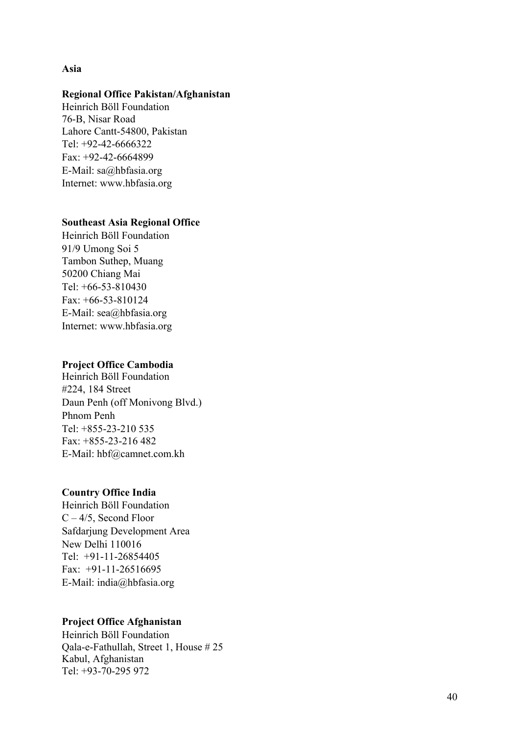**Asia**

**Regional Office Pakistan/Afghanistan**
Heinrich Böll Foundation
76-B, Nisar Road
Lahore Cantt-54800, Pakistan
Tel: +92-42-6666322
Fax: +92-42-6664899
E-Mail: sa@hbfasia.org
Internet: www.hbfasia.org

**Southeast Asia Regional Office**
Heinrich Böll Foundation
91/9 Umong Soi 5
Tambon Suthep, Muang
50200 Chiang Mai
Tel: +66-53-810430
Fax: +66-53-810124
E-Mail: sea@hbfasia.org
Internet: www.hbfasia.org

**Project Office Cambodia**
Heinrich Böll Foundation
#224, 184 Street
Daun Penh (off Monivong Blvd.)
Phnom Penh
Tel: +855-23-210 535
Fax: +855-23-216 482
E-Mail: hbf@camnet.com.kh

**Country Office India**
Heinrich Böll Foundation
C – 4/5, Second Floor
Safdarjung Development Area
New Delhi 110016
Tel: +91-11-26854405
Fax: +91-11-26516695
E-Mail: india@hbfasia.org

**Project Office Afghanistan**
Heinrich Böll Foundation
Qala-e-Fathullah, Street 1, House # 25
Kabul, Afghanistan
Tel: +93-70-295 972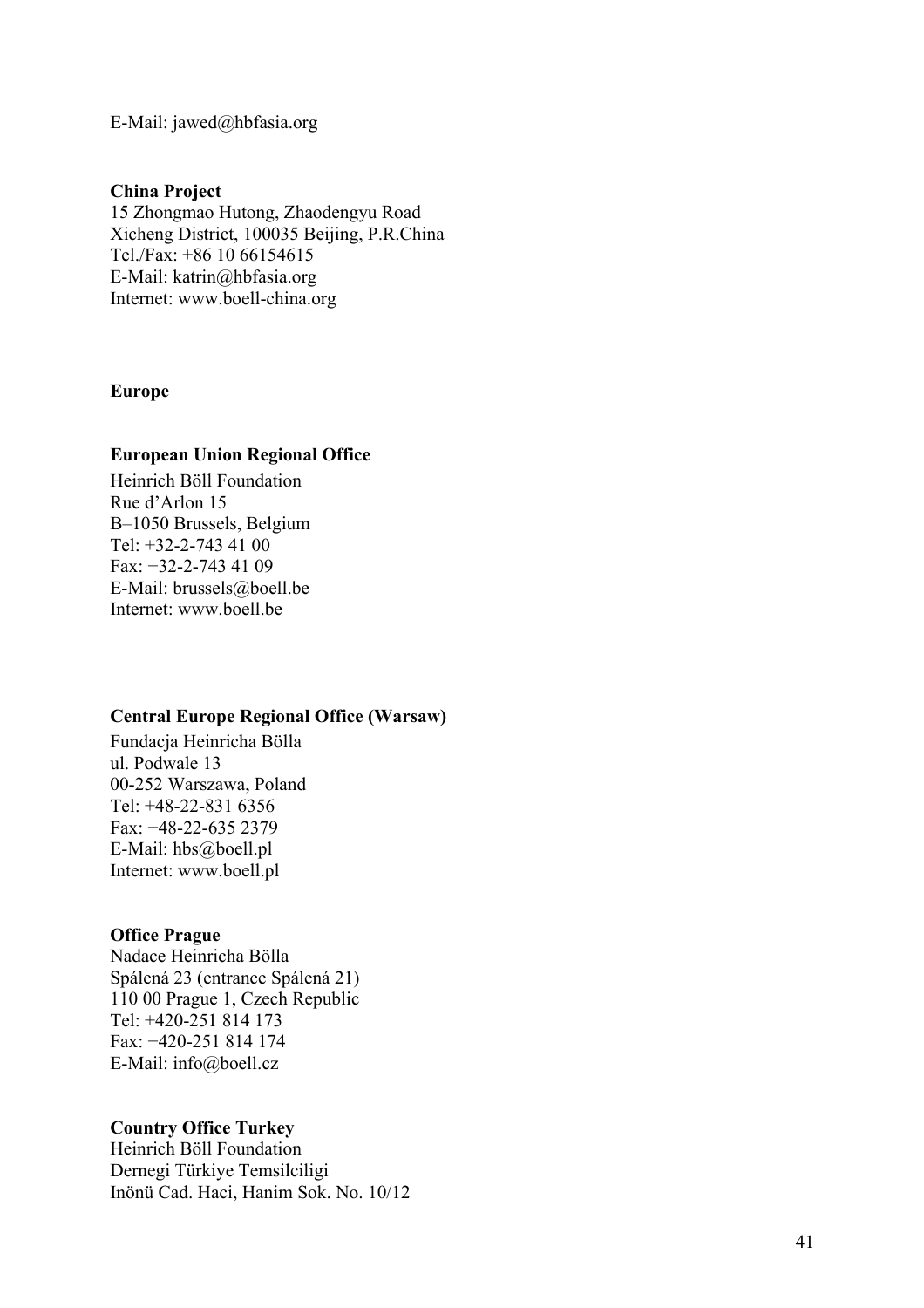E-Mail: jawed@hbfasia.org

**China Project**
15 Zhongmao Hutong, Zhaodengyu Road
Xicheng District, 100035 Beijing, P.R.China
Tel./Fax: +86 10 66154615
E-Mail: katrin@hbfasia.org
Internet: www.boell-china.org

## Europe

**European Union Regional Office**
Heinrich Böll Foundation
Rue d'Arlon 15
B–1050 Brussels, Belgium
Tel: +32-2-743 41 00
Fax: +32-2-743 41 09
E-Mail: brussels@boell.be
Internet: www.boell.be

**Central Europe Regional Office (Warsaw)**
Fundacja Heinricha Bölla
ul. Podwale 13
00-252 Warszawa, Poland
Tel: +48-22-831 6356
Fax: +48-22-635 2379
E-Mail: hbs@boell.pl
Internet: www.boell.pl

**Office Prague**
Nadace Heinricha Bölla
Spálená 23 (entrance Spálená 21)
110 00 Prague 1, Czech Republic
Tel: +420-251 814 173
Fax: +420-251 814 174
E-Mail: info@boell.cz

**Country Office Turkey**
Heinrich Böll Foundation
Dernegi Türkiye Temsilciligi
Inönü Cad. Haci, Hanim Sok. No. 10/12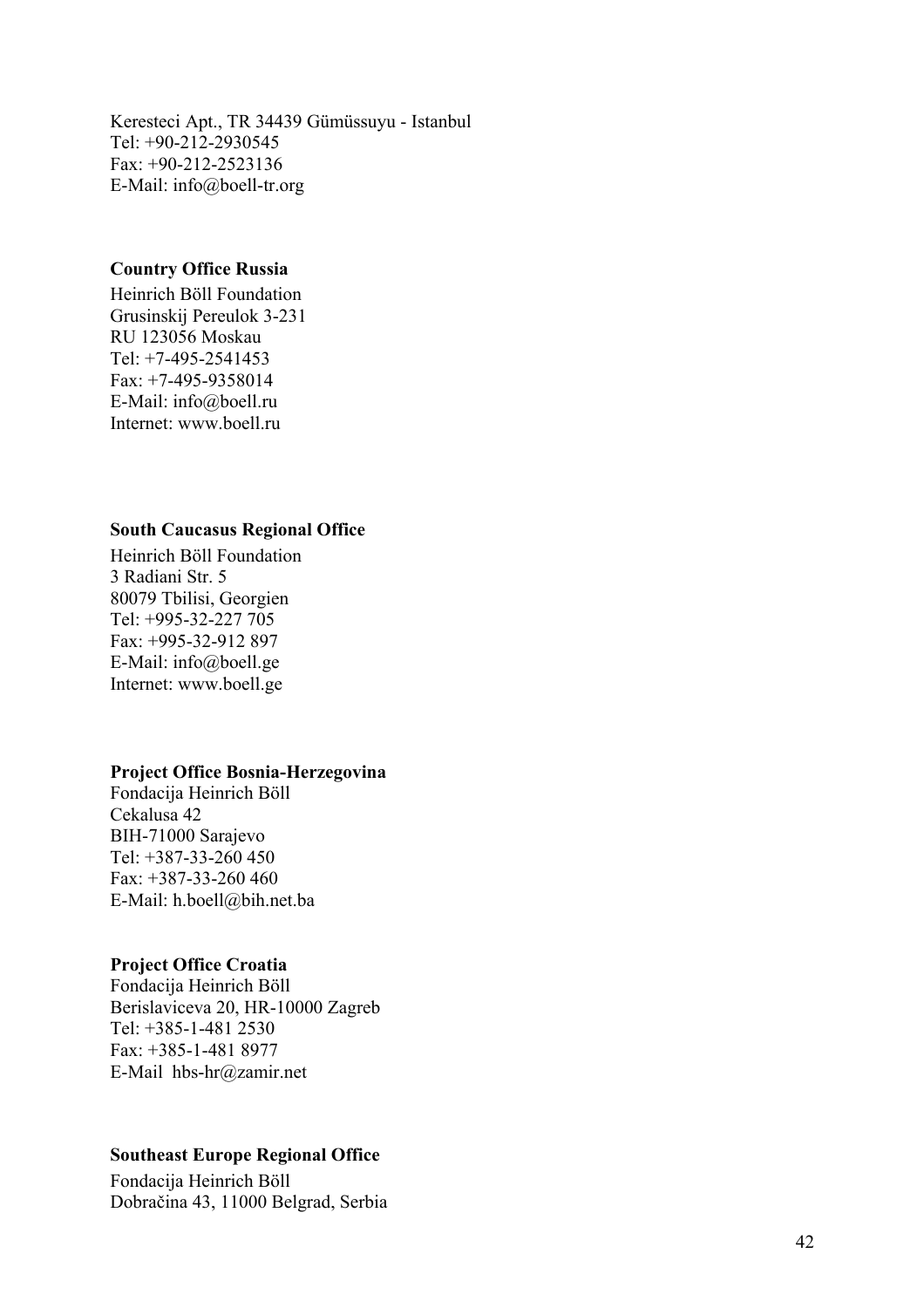Keresteci Apt., TR 34439 Gümüssuyu - Istanbul
Tel: +90-212-2930545
Fax: +90-212-2523136
E-Mail: info@boell-tr.org

**Country Office Russia**

Heinrich Böll Foundation
Grusinskij Pereulok 3-231
RU 123056 Moskau
Tel: +7-495-2541453
Fax: +7-495-9358014
E-Mail: info@boell.ru
Internet: www.boell.ru

**South Caucasus Regional Office**

Heinrich Böll Foundation
3 Radiani Str. 5
80079 Tbilisi, Georgien
Tel: +995-32-227 705
Fax: +995-32-912 897
E-Mail: info@boell.ge
Internet: www.boell.ge

**Project Office Bosnia-Herzegovina**

Fondacija Heinrich Böll
Cekalusa 42
BIH-71000 Sarajevo
Tel: +387-33-260 450
Fax: +387-33-260 460
E-Mail: h.boell@bih.net.ba

**Project Office Croatia**

Fondacija Heinrich Böll
Berislaviceva 20, HR-10000 Zagreb
Tel: +385-1-481 2530
Fax: +385-1-481 8977
E-Mail hbs-hr@zamir.net

**Southeast Europe Regional Office**

Fondacija Heinrich Böll
Dobračina 43, 11000 Belgrad, Serbia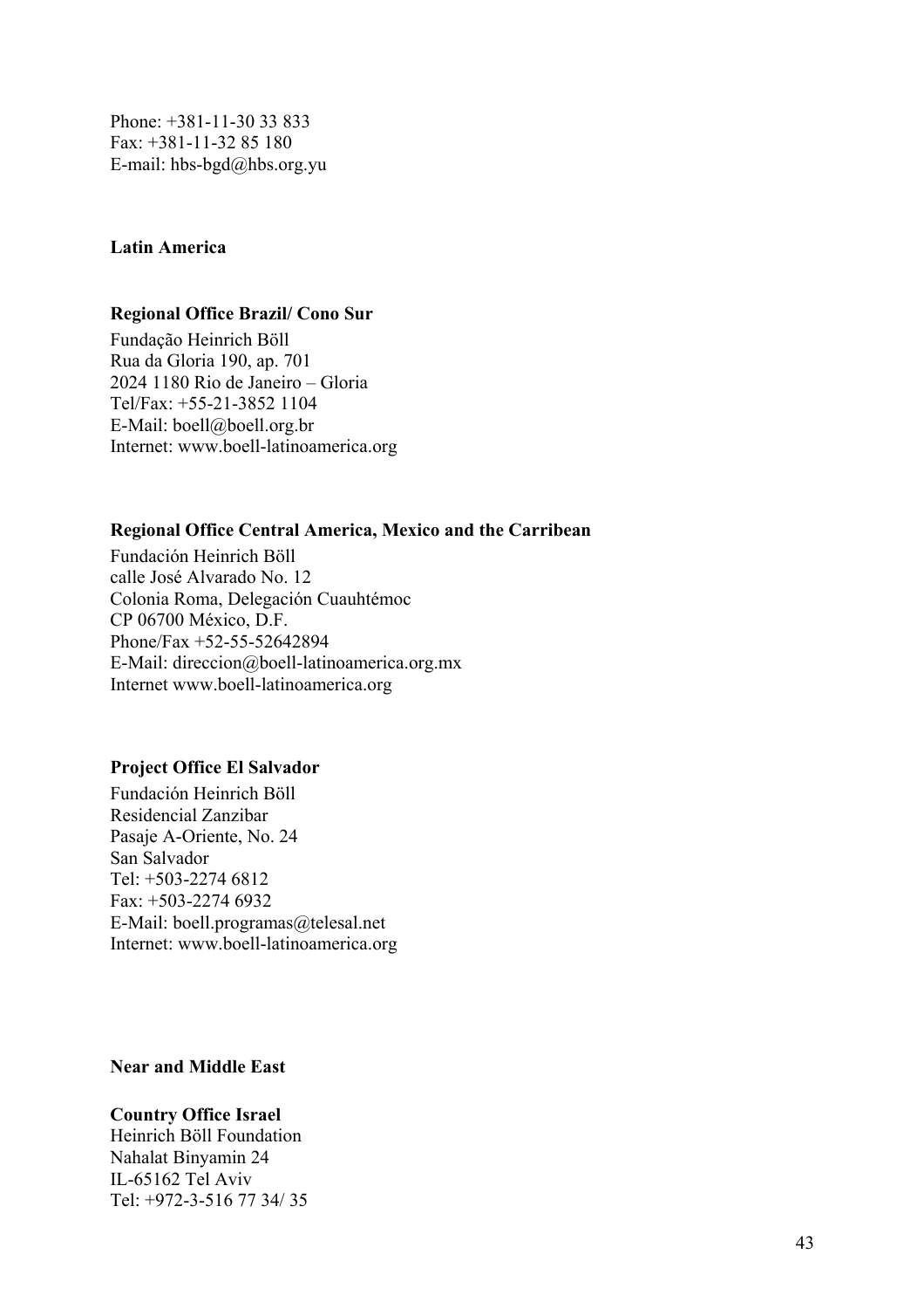Phone: +381-11-30 33 833
Fax: +381-11-32 85 180
E-mail: hbs-bgd@hbs.org.yu

## Latin America

### Regional Office Brazil/ Cono Sur

Fundação Heinrich Böll
Rua da Gloria 190, ap. 701
2024 1180 Rio de Janeiro – Gloria
Tel/Fax: +55-21-3852 1104
E-Mail: boell@boell.org.br
Internet: www.boell-latinoamerica.org

### Regional Office Central America, Mexico and the Carribean

Fundación Heinrich Böll
calle José Alvarado No. 12
Colonia Roma, Delegación Cuauhtémoc
CP 06700 México, D.F.
Phone/Fax +52-55-52642894
E-Mail: direccion@boell-latinoamerica.org.mx
Internet www.boell-latinoamerica.org

### Project Office El Salvador

Fundación Heinrich Böll
Residencial Zanzibar
Pasaje A-Oriente, No. 24
San Salvador
Tel: +503-2274 6812
Fax: +503-2274 6932
E-Mail: boell.programas@telesal.net
Internet: www.boell-latinoamerica.org

## Near and Middle East

### Country Office Israel

Heinrich Böll Foundation
Nahalat Binyamin 24
IL-65162 Tel Aviv
Tel: +972-3-516 77 34/ 35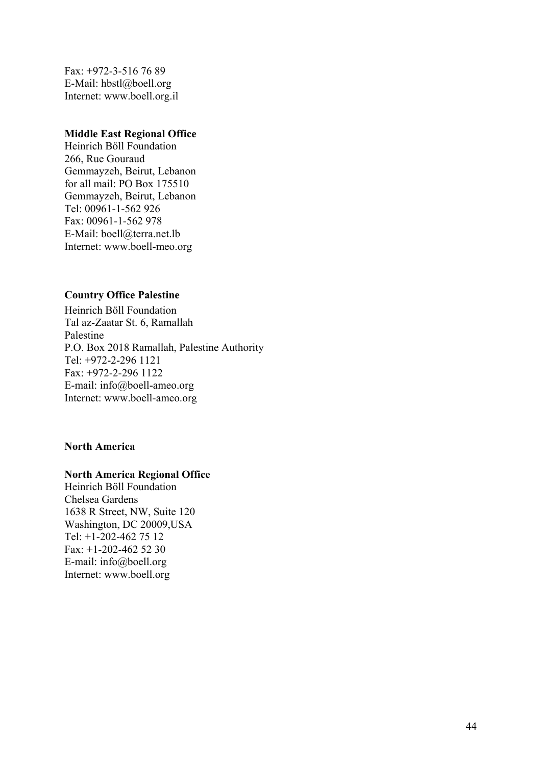Fax: +972-3-516 76 89
E-Mail: hbstl@boell.org
Internet: www.boell.org.il

**Middle East Regional Office**
Heinrich Böll Foundation
266, Rue Gouraud
Gemmayzeh, Beirut, Lebanon
for all mail: PO Box 175510
Gemmayzeh, Beirut, Lebanon
Tel: 00961-1-562 926
Fax: 00961-1-562 978
E-Mail: boell@terra.net.lb
Internet: www.boell-meo.org

**Country Office Palestine**

Heinrich Böll Foundation
Tal az-Zaatar St. 6, Ramallah
Palestine
P.O. Box 2018 Ramallah, Palestine Authority
Tel: +972-2-296 1121
Fax: +972-2-296 1122
E-mail: info@boell-ameo.org
Internet: www.boell-ameo.org

**North America**

**North America Regional Office**
Heinrich Böll Foundation
Chelsea Gardens
1638 R Street, NW, Suite 120
Washington, DC 20009,USA
Tel: +1-202-462 75 12
Fax: +1-202-462 52 30
E-mail: info@boell.org
Internet: www.boell.org